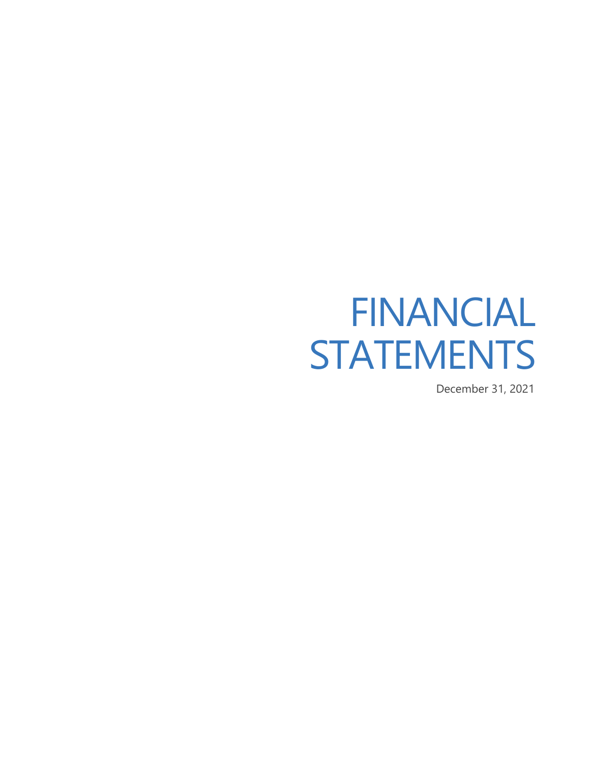# FINANCIAL STATEMENTS

December 31, 2021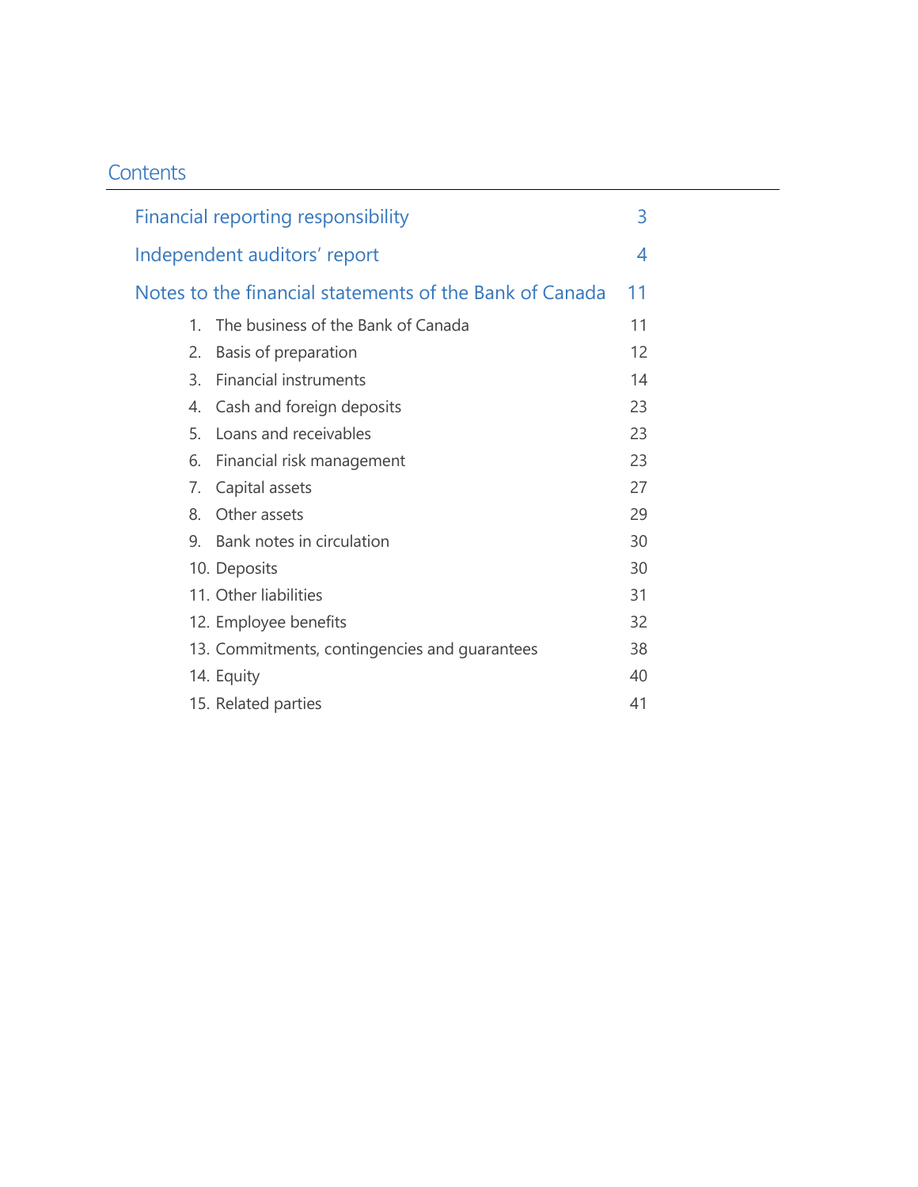# Contents

| | |
|---|---|
| Financial reporting responsibility | 3 |
| Independent auditors' report | 4 |
| Notes to the financial statements of the Bank of Canada | 11 |
| 1. The business of the Bank of Canada | 11 |
| 2. Basis of preparation | 12 |
| 3. Financial instruments | 14 |
| 4. Cash and foreign deposits | 23 |
| 5. Loans and receivables | 23 |
| 6. Financial risk management | 23 |
| 7. Capital assets | 27 |
| 8. Other assets | 29 |
| 9. Bank notes in circulation | 30 |
| 10. Deposits | 30 |
| 11. Other liabilities | 31 |
| 12. Employee benefits | 32 |
| 13. Commitments, contingencies and guarantees | 38 |
| 14. Equity | 40 |
| 15. Related parties | 41 |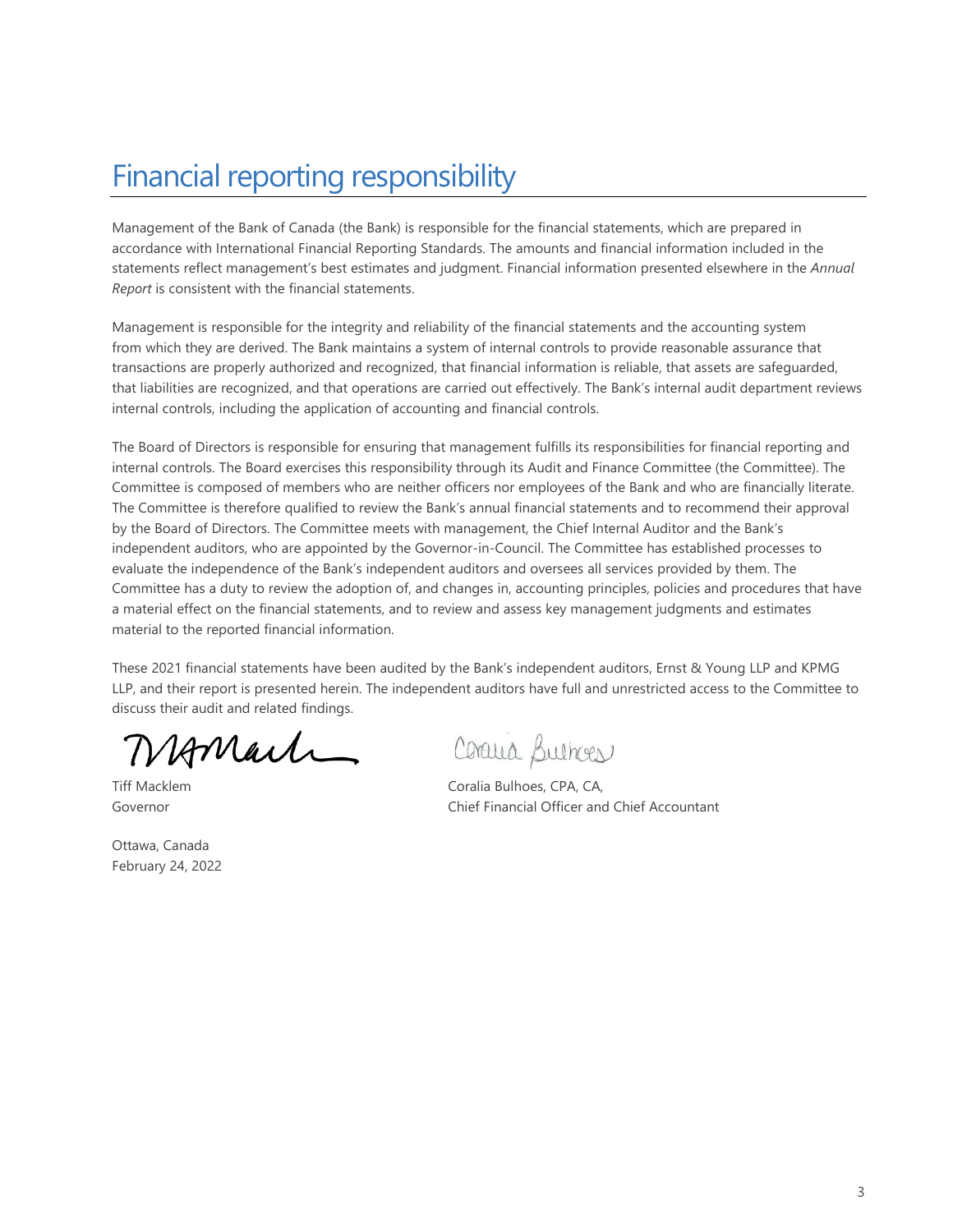# Financial reporting responsibility

Management of the Bank of Canada (the Bank) is responsible for the financial statements, which are prepared in accordance with International Financial Reporting Standards. The amounts and financial information included in the statements reflect management's best estimates and judgment. Financial information presented elsewhere in the *Annual Report* is consistent with the financial statements.

Management is responsible for the integrity and reliability of the financial statements and the accounting system from which they are derived. The Bank maintains a system of internal controls to provide reasonable assurance that transactions are properly authorized and recognized, that financial information is reliable, that assets are safeguarded, that liabilities are recognized, and that operations are carried out effectively. The Bank's internal audit department reviews internal controls, including the application of accounting and financial controls.

The Board of Directors is responsible for ensuring that management fulfills its responsibilities for financial reporting and internal controls. The Board exercises this responsibility through its Audit and Finance Committee (the Committee). The Committee is composed of members who are neither officers nor employees of the Bank and who are financially literate. The Committee is therefore qualified to review the Bank's annual financial statements and to recommend their approval by the Board of Directors. The Committee meets with management, the Chief Internal Auditor and the Bank's independent auditors, who are appointed by the Governor-in-Council. The Committee has established processes to evaluate the independence of the Bank's independent auditors and oversees all services provided by them. The Committee has a duty to review the adoption of, and changes in, accounting principles, policies and procedures that have a material effect on the financial statements, and to review and assess key management judgments and estimates material to the reported financial information.

These 2021 financial statements have been audited by the Bank's independent auditors, Ernst & Young LLP and KPMG LLP, and their report is presented herein. The independent auditors have full and unrestricted access to the Committee to discuss their audit and related findings.

Tiff Macklem
Governor

Coralia Bulhoes, CPA, CA,
Chief Financial Officer and Chief Accountant

Ottawa, Canada
February 24, 2022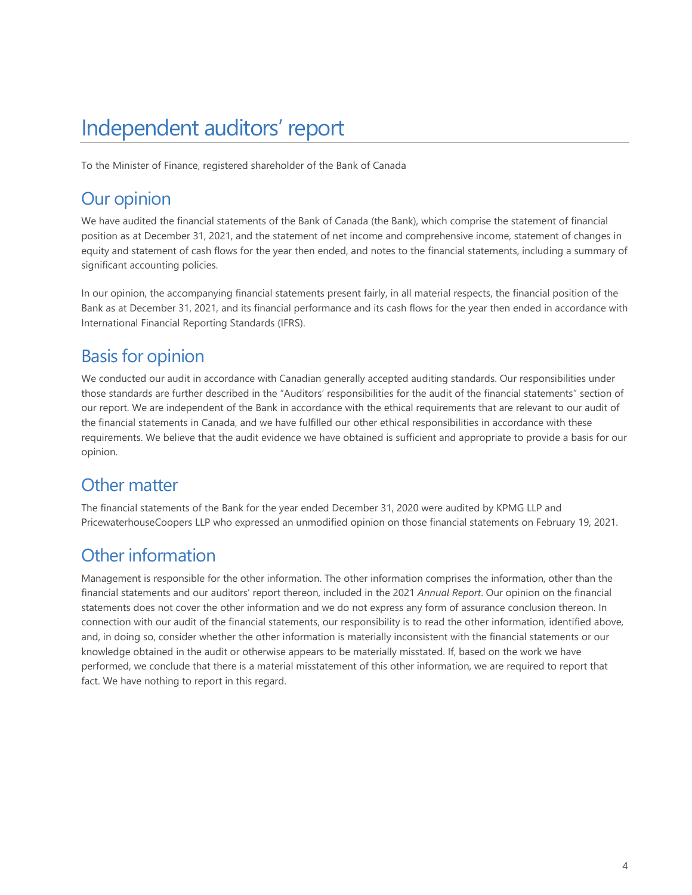# Independent auditors' report

To the Minister of Finance, registered shareholder of the Bank of Canada

## Our opinion

We have audited the financial statements of the Bank of Canada (the Bank), which comprise the statement of financial position as at December 31, 2021, and the statement of net income and comprehensive income, statement of changes in equity and statement of cash flows for the year then ended, and notes to the financial statements, including a summary of significant accounting policies.

In our opinion, the accompanying financial statements present fairly, in all material respects, the financial position of the Bank as at December 31, 2021, and its financial performance and its cash flows for the year then ended in accordance with International Financial Reporting Standards (IFRS).

## Basis for opinion

We conducted our audit in accordance with Canadian generally accepted auditing standards. Our responsibilities under those standards are further described in the "Auditors' responsibilities for the audit of the financial statements" section of our report. We are independent of the Bank in accordance with the ethical requirements that are relevant to our audit of the financial statements in Canada, and we have fulfilled our other ethical responsibilities in accordance with these requirements. We believe that the audit evidence we have obtained is sufficient and appropriate to provide a basis for our opinion.

## Other matter

The financial statements of the Bank for the year ended December 31, 2020 were audited by KPMG LLP and PricewaterhouseCoopers LLP who expressed an unmodified opinion on those financial statements on February 19, 2021.

## Other information

Management is responsible for the other information. The other information comprises the information, other than the financial statements and our auditors' report thereon, included in the 2021 *Annual Report*. Our opinion on the financial statements does not cover the other information and we do not express any form of assurance conclusion thereon. In connection with our audit of the financial statements, our responsibility is to read the other information, identified above, and, in doing so, consider whether the other information is materially inconsistent with the financial statements or our knowledge obtained in the audit or otherwise appears to be materially misstated. If, based on the work we have performed, we conclude that there is a material misstatement of this other information, we are required to report that fact. We have nothing to report in this regard.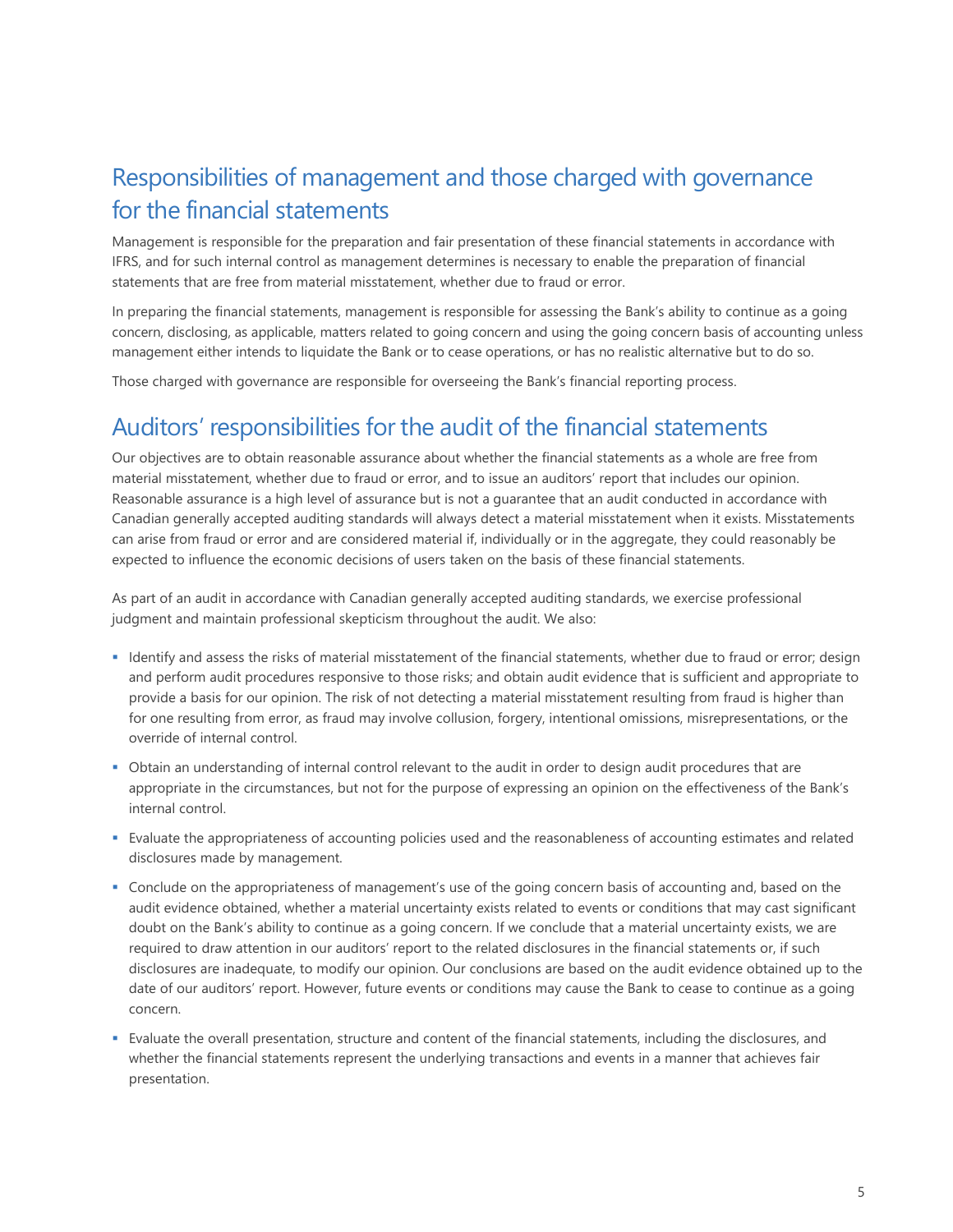## Responsibilities of management and those charged with governance for the financial statements

Management is responsible for the preparation and fair presentation of these financial statements in accordance with IFRS, and for such internal control as management determines is necessary to enable the preparation of financial statements that are free from material misstatement, whether due to fraud or error.

In preparing the financial statements, management is responsible for assessing the Bank's ability to continue as a going concern, disclosing, as applicable, matters related to going concern and using the going concern basis of accounting unless management either intends to liquidate the Bank or to cease operations, or has no realistic alternative but to do so.

Those charged with governance are responsible for overseeing the Bank's financial reporting process.

## Auditors' responsibilities for the audit of the financial statements

Our objectives are to obtain reasonable assurance about whether the financial statements as a whole are free from material misstatement, whether due to fraud or error, and to issue an auditors' report that includes our opinion. Reasonable assurance is a high level of assurance but is not a guarantee that an audit conducted in accordance with Canadian generally accepted auditing standards will always detect a material misstatement when it exists. Misstatements can arise from fraud or error and are considered material if, individually or in the aggregate, they could reasonably be expected to influence the economic decisions of users taken on the basis of these financial statements.

As part of an audit in accordance with Canadian generally accepted auditing standards, we exercise professional judgment and maintain professional skepticism throughout the audit. We also:

- Identify and assess the risks of material misstatement of the financial statements, whether due to fraud or error; design and perform audit procedures responsive to those risks; and obtain audit evidence that is sufficient and appropriate to provide a basis for our opinion. The risk of not detecting a material misstatement resulting from fraud is higher than for one resulting from error, as fraud may involve collusion, forgery, intentional omissions, misrepresentations, or the override of internal control.
- Obtain an understanding of internal control relevant to the audit in order to design audit procedures that are appropriate in the circumstances, but not for the purpose of expressing an opinion on the effectiveness of the Bank's internal control.
- Evaluate the appropriateness of accounting policies used and the reasonableness of accounting estimates and related disclosures made by management.
- Conclude on the appropriateness of management's use of the going concern basis of accounting and, based on the audit evidence obtained, whether a material uncertainty exists related to events or conditions that may cast significant doubt on the Bank's ability to continue as a going concern. If we conclude that a material uncertainty exists, we are required to draw attention in our auditors' report to the related disclosures in the financial statements or, if such disclosures are inadequate, to modify our opinion. Our conclusions are based on the audit evidence obtained up to the date of our auditors' report. However, future events or conditions may cause the Bank to cease to continue as a going concern.
- Evaluate the overall presentation, structure and content of the financial statements, including the disclosures, and whether the financial statements represent the underlying transactions and events in a manner that achieves fair presentation.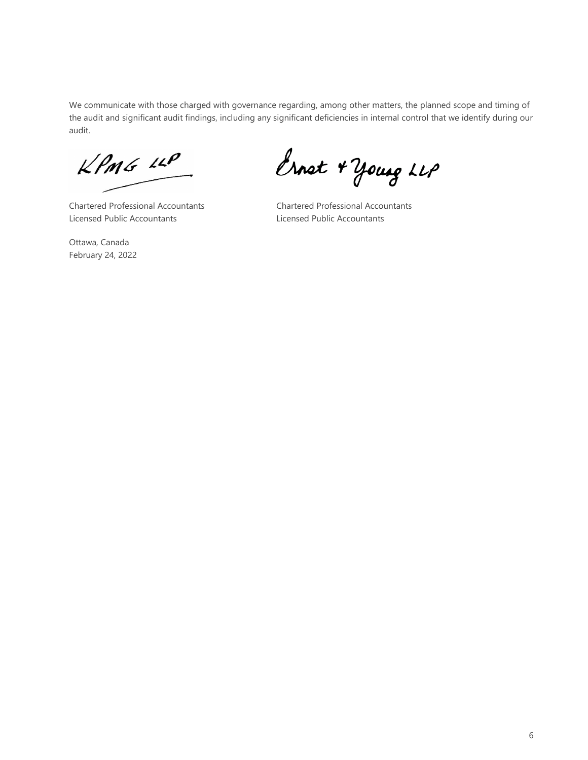We communicate with those charged with governance regarding, among other matters, the planned scope and timing of the audit and significant audit findings, including any significant deficiencies in internal control that we identify during our audit.

KPMG LLP

Chartered Professional Accountants
Licensed Public Accountants

Ernst & Young LLP

Chartered Professional Accountants
Licensed Public Accountants

Ottawa, Canada
February 24, 2022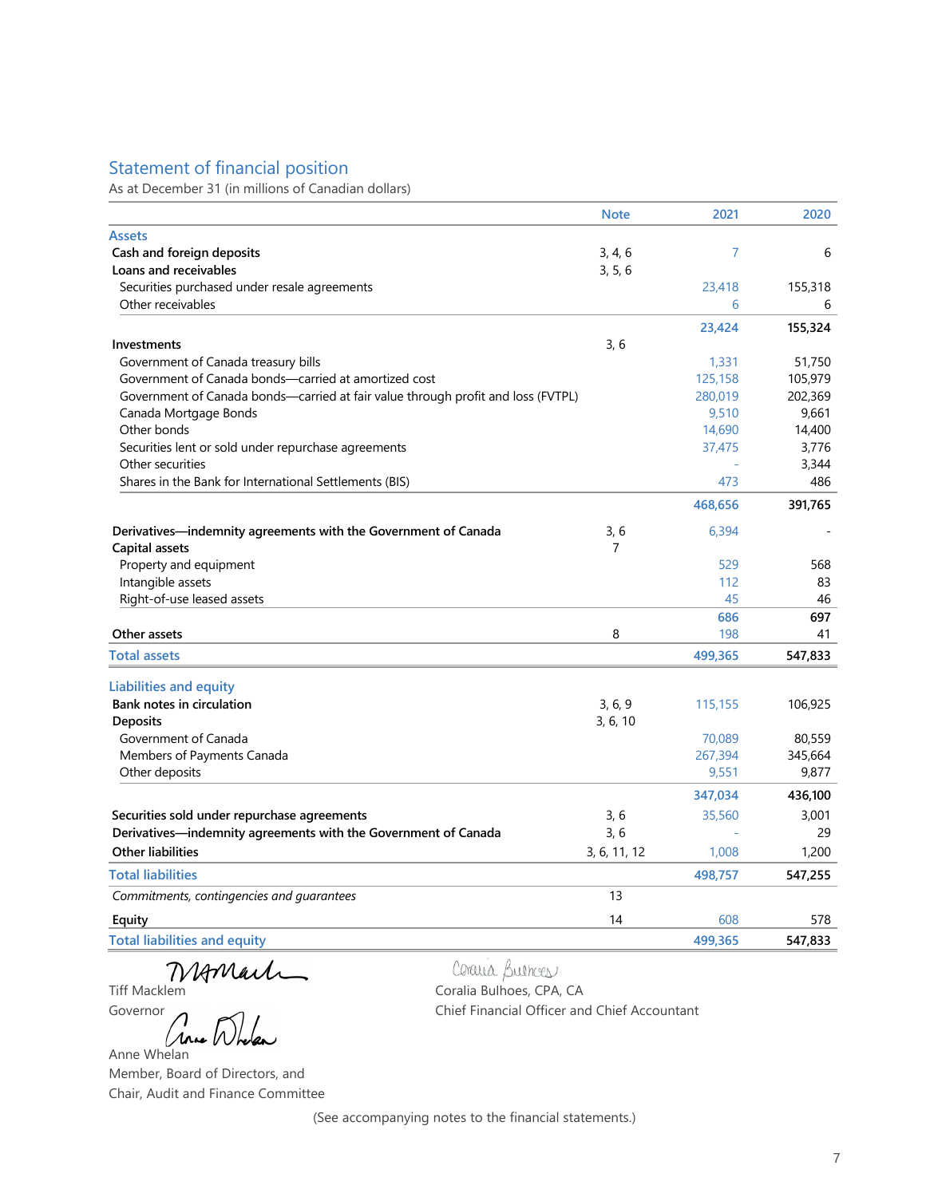## Statement of financial position

As at December 31 (in millions of Canadian dollars)

| | Note | 2021 | 2020 |
|---|---|---|---|
| **Assets** | | | |
| **Cash and foreign deposits** | 3, 4, 6 | 7 | 6 |
| **Loans and receivables** | 3, 5, 6 | | |
| Securities purchased under resale agreements | | 23,418 | 155,318 |
| Other receivables | | 6 | 6 |
| | | **23,424** | **155,324** |
| **Investments** | 3, 6 | | |
| Government of Canada treasury bills | | 1,331 | 51,750 |
| Government of Canada bonds—carried at amortized cost | | 125,158 | 105,979 |
| Government of Canada bonds—carried at fair value through profit and loss (FVTPL) | | 280,019 | 202,369 |
| Canada Mortgage Bonds | | 9,510 | 9,661 |
| Other bonds | | 14,690 | 14,400 |
| Securities lent or sold under repurchase agreements | | 37,475 | 3,776 |
| Other securities | | - | 3,344 |
| Shares in the Bank for International Settlements (BIS) | | 473 | 486 |
| | | **468,656** | **391,765** |
| **Derivatives—indemnity agreements with the Government of Canada** | 3, 6 | 6,394 | - |
| **Capital assets** | 7 | | |
| Property and equipment | | 529 | 568 |
| Intangible assets | | 112 | 83 |
| Right-of-use leased assets | | 45 | 46 |
| | | **686** | **697** |
| **Other assets** | 8 | 198 | 41 |
| **Total assets** | | **499,365** | **547,833** |
| **Liabilities and equity** | | | |
| **Bank notes in circulation** | 3, 6, 9 | 115,155 | 106,925 |
| **Deposits** | 3, 6, 10 | | |
| Government of Canada | | 70,089 | 80,559 |
| Members of Payments Canada | | 267,394 | 345,664 |
| Other deposits | | 9,551 | 9,877 |
| | | **347,034** | **436,100** |
| **Securities sold under repurchase agreements** | 3, 6 | 35,560 | 3,001 |
| **Derivatives—indemnity agreements with the Government of Canada** | 3, 6 | - | 29 |
| **Other liabilities** | 3, 6, 11, 12 | 1,008 | 1,200 |
| **Total liabilities** | | **498,757** | **547,255** |
| *Commitments, contingencies and guarantees* | 13 | | |
| **Equity** | 14 | 608 | 578 |
| **Total liabilities and equity** | | **499,365** | **547,833** |

Tiff Macklem
Governor

Coralia Bulhoes, CPA, CA
Chief Financial Officer and Chief Accountant

Anne Whelan
Member, Board of Directors, and
Chair, Audit and Finance Committee

(See accompanying notes to the financial statements.)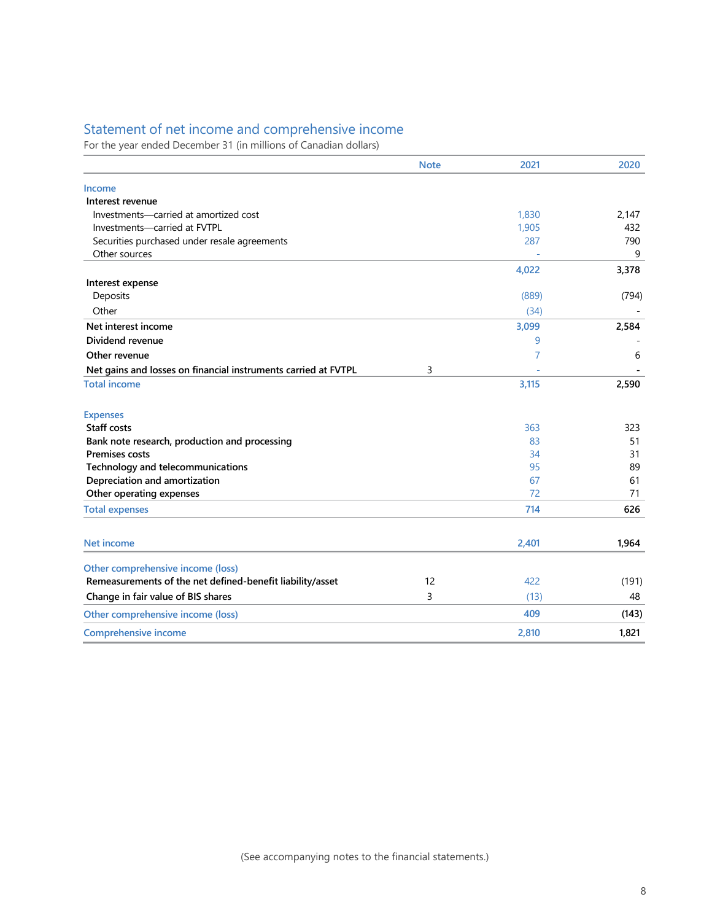## Statement of net income and comprehensive income

For the year ended December 31 (in millions of Canadian dollars)

| | Note | 2021 | 2020 |
|---|---|---|---|
| **Income** | | | |
| Interest revenue | | | |
| Investments—carried at amortized cost | | 1,830 | 2,147 |
| Investments—carried at FVTPL | | 1,905 | 432 |
| Securities purchased under resale agreements | | 287 | 790 |
| Other sources | | - | 9 |
| | | 4,022 | 3,378 |
| Interest expense | | | |
| Deposits | | (889) | (794) |
| Other | | (34) | - |
| Net interest income | | 3,099 | 2,584 |
| Dividend revenue | | 9 | - |
| Other revenue | | 7 | 6 |
| Net gains and losses on financial instruments carried at FVTPL | 3 | - | - |
| **Total income** | | 3,115 | 2,590 |
| **Expenses** | | | |
| Staff costs | | 363 | 323 |
| Bank note research, production and processing | | 83 | 51 |
| Premises costs | | 34 | 31 |
| Technology and telecommunications | | 95 | 89 |
| Depreciation and amortization | | 67 | 61 |
| Other operating expenses | | 72 | 71 |
| **Total expenses** | | 714 | 626 |
| **Net income** | | 2,401 | 1,964 |
| **Other comprehensive income (loss)** | | | |
| Remeasurements of the net defined-benefit liability/asset | 12 | 422 | (191) |
| Change in fair value of BIS shares | 3 | (13) | 48 |
| **Other comprehensive income (loss)** | | 409 | (143) |
| **Comprehensive income** | | 2,810 | 1,821 |

(See accompanying notes to the financial statements.)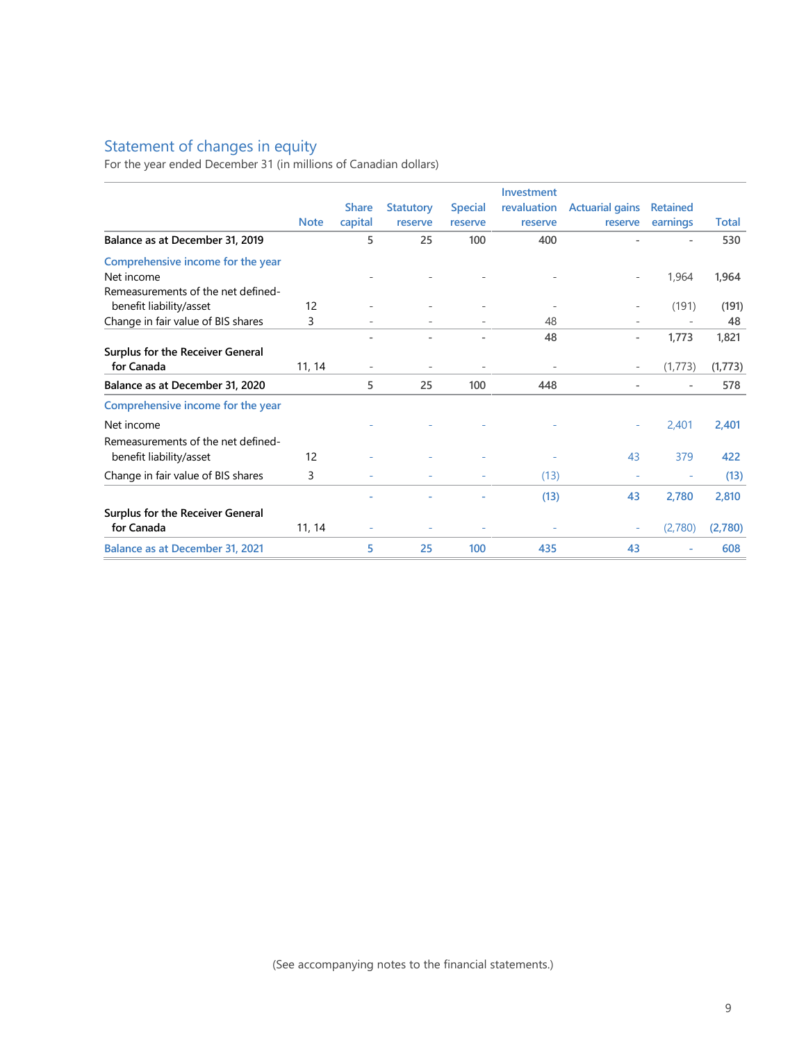## Statement of changes in equity

For the year ended December 31 (in millions of Canadian dollars)

| | Note | Share capital | Statutory reserve | Special reserve | Investment revaluation reserve | Actuarial gains reserve | Retained earnings | Total |
|---|---|---|---|---|---|---|---|---|
| **Balance as at December 31, 2019** | | 5 | 25 | 100 | 400 | - | - | 530 |
| Comprehensive income for the year | | | | | | | | |
| Net income | | - | - | - | - | - | 1,964 | 1,964 |
| Remeasurements of the net defined-benefit liability/asset | 12 | - | - | - | - | - | (191) | (191) |
| Change in fair value of BIS shares | 3 | - | - | - | 48 | - | - | 48 |
| | | - | - | - | 48 | - | 1,773 | 1,821 |
| **Surplus for the Receiver General for Canada** | 11, 14 | - | - | - | - | - | (1,773) | (1,773) |
| **Balance as at December 31, 2020** | | 5 | 25 | 100 | 448 | - | - | 578 |
| Comprehensive income for the year | | | | | | | | |
| Net income | | - | - | - | - | - | 2,401 | 2,401 |
| Remeasurements of the net defined-benefit liability/asset | 12 | - | - | - | - | 43 | 379 | 422 |
| Change in fair value of BIS shares | 3 | - | - | - | (13) | - | - | (13) |
| | | - | - | - | (13) | 43 | 2,780 | 2,810 |
| **Surplus for the Receiver General for Canada** | 11, 14 | - | - | - | - | - | (2,780) | (2,780) |
| **Balance as at December 31, 2021** | | 5 | 25 | 100 | 435 | 43 | - | 608 |

(See accompanying notes to the financial statements.)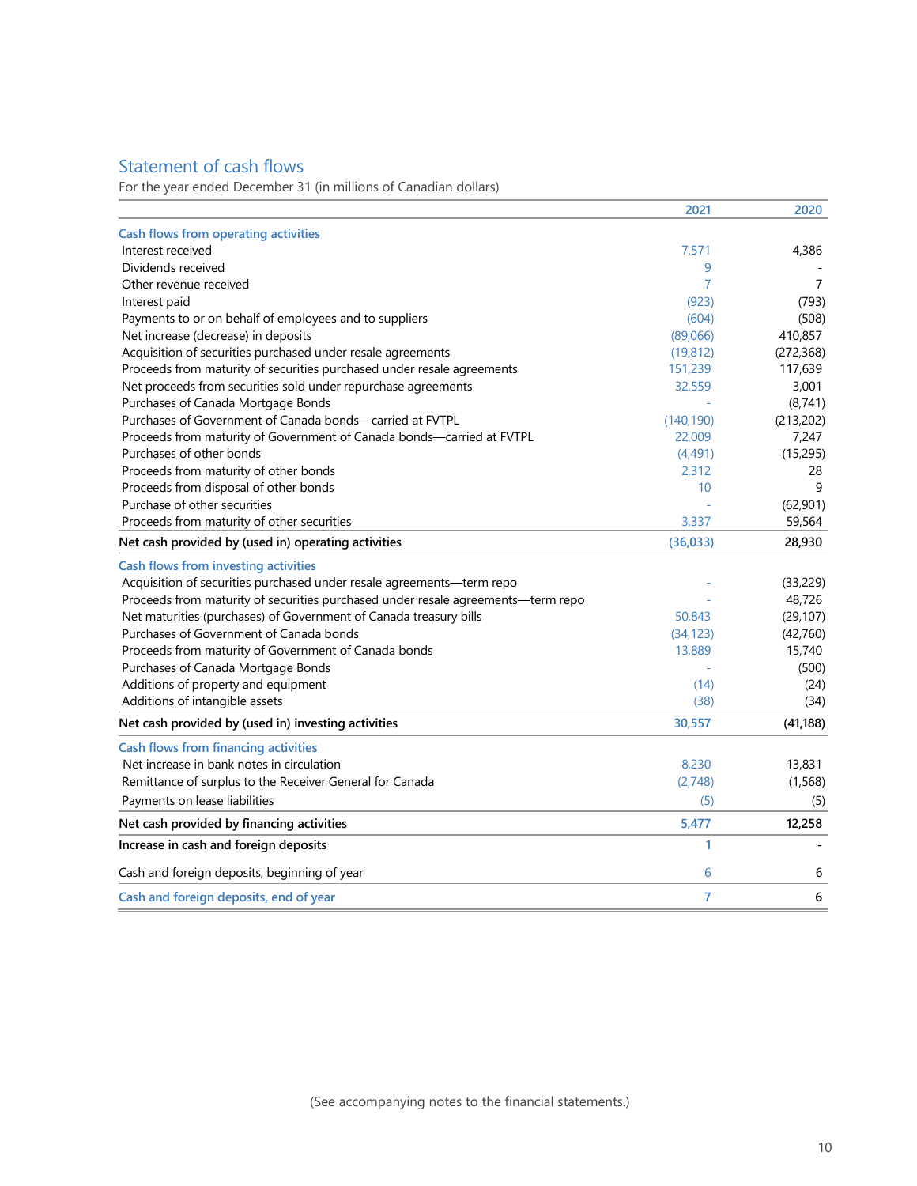## Statement of cash flows

For the year ended December 31 (in millions of Canadian dollars)

| | 2021 | 2020 |
|---|---|---|
| **Cash flows from operating activities** | | |
| Interest received | 7,571 | 4,386 |
| Dividends received | 9 | - |
| Other revenue received | 7 | 7 |
| Interest paid | (923) | (793) |
| Payments to or on behalf of employees and to suppliers | (604) | (508) |
| Net increase (decrease) in deposits | (89,066) | 410,857 |
| Acquisition of securities purchased under resale agreements | (19,812) | (272,368) |
| Proceeds from maturity of securities purchased under resale agreements | 151,239 | 117,639 |
| Net proceeds from securities sold under repurchase agreements | 32,559 | 3,001 |
| Purchases of Canada Mortgage Bonds | - | (8,741) |
| Purchases of Government of Canada bonds—carried at FVTPL | (140,190) | (213,202) |
| Proceeds from maturity of Government of Canada bonds—carried at FVTPL | 22,009 | 7,247 |
| Purchases of other bonds | (4,491) | (15,295) |
| Proceeds from maturity of other bonds | 2,312 | 28 |
| Proceeds from disposal of other bonds | 10 | 9 |
| Purchase of other securities | - | (62,901) |
| Proceeds from maturity of other securities | 3,337 | 59,564 |
| **Net cash provided by (used in) operating activities** | **(36,033)** | **28,930** |
| **Cash flows from investing activities** | | |
| Acquisition of securities purchased under resale agreements—term repo | - | (33,229) |
| Proceeds from maturity of securities purchased under resale agreements—term repo | - | 48,726 |
| Net maturities (purchases) of Government of Canada treasury bills | 50,843 | (29,107) |
| Purchases of Government of Canada bonds | (34,123) | (42,760) |
| Proceeds from maturity of Government of Canada bonds | 13,889 | 15,740 |
| Purchases of Canada Mortgage Bonds | - | (500) |
| Additions of property and equipment | (14) | (24) |
| Additions of intangible assets | (38) | (34) |
| **Net cash provided by (used in) investing activities** | **30,557** | **(41,188)** |
| **Cash flows from financing activities** | | |
| Net increase in bank notes in circulation | 8,230 | 13,831 |
| Remittance of surplus to the Receiver General for Canada | (2,748) | (1,568) |
| Payments on lease liabilities | (5) | (5) |
| **Net cash provided by financing activities** | **5,477** | **12,258** |
| **Increase in cash and foreign deposits** | 1 | - |
| Cash and foreign deposits, beginning of year | 6 | 6 |
| **Cash and foreign deposits, end of year** | **7** | **6** |

(See accompanying notes to the financial statements.)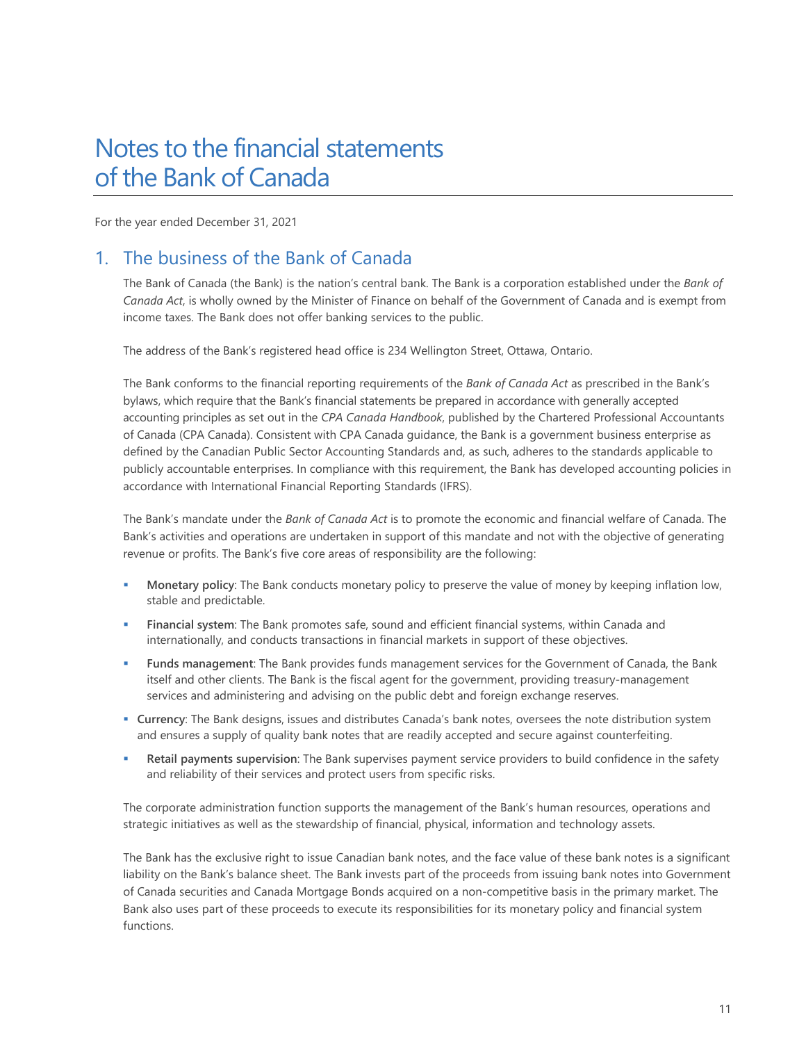# Notes to the financial statements of the Bank of Canada

For the year ended December 31, 2021

## 1. The business of the Bank of Canada

The Bank of Canada (the Bank) is the nation's central bank. The Bank is a corporation established under the *Bank of Canada Act*, is wholly owned by the Minister of Finance on behalf of the Government of Canada and is exempt from income taxes. The Bank does not offer banking services to the public.

The address of the Bank's registered head office is 234 Wellington Street, Ottawa, Ontario.

The Bank conforms to the financial reporting requirements of the *Bank of Canada Act* as prescribed in the Bank's bylaws, which require that the Bank's financial statements be prepared in accordance with generally accepted accounting principles as set out in the *CPA Canada Handbook*, published by the Chartered Professional Accountants of Canada (CPA Canada). Consistent with CPA Canada guidance, the Bank is a government business enterprise as defined by the Canadian Public Sector Accounting Standards and, as such, adheres to the standards applicable to publicly accountable enterprises. In compliance with this requirement, the Bank has developed accounting policies in accordance with International Financial Reporting Standards (IFRS).

The Bank's mandate under the *Bank of Canada Act* is to promote the economic and financial welfare of Canada. The Bank's activities and operations are undertaken in support of this mandate and not with the objective of generating revenue or profits. The Bank's five core areas of responsibility are the following:

- **Monetary policy**: The Bank conducts monetary policy to preserve the value of money by keeping inflation low, stable and predictable.
- **Financial system**: The Bank promotes safe, sound and efficient financial systems, within Canada and internationally, and conducts transactions in financial markets in support of these objectives.
- **Funds management**: The Bank provides funds management services for the Government of Canada, the Bank itself and other clients. The Bank is the fiscal agent for the government, providing treasury-management services and administering and advising on the public debt and foreign exchange reserves.
- **Currency**: The Bank designs, issues and distributes Canada's bank notes, oversees the note distribution system and ensures a supply of quality bank notes that are readily accepted and secure against counterfeiting.
- **Retail payments supervision**: The Bank supervises payment service providers to build confidence in the safety and reliability of their services and protect users from specific risks.

The corporate administration function supports the management of the Bank's human resources, operations and strategic initiatives as well as the stewardship of financial, physical, information and technology assets.

The Bank has the exclusive right to issue Canadian bank notes, and the face value of these bank notes is a significant liability on the Bank's balance sheet. The Bank invests part of the proceeds from issuing bank notes into Government of Canada securities and Canada Mortgage Bonds acquired on a non-competitive basis in the primary market. The Bank also uses part of these proceeds to execute its responsibilities for its monetary policy and financial system functions.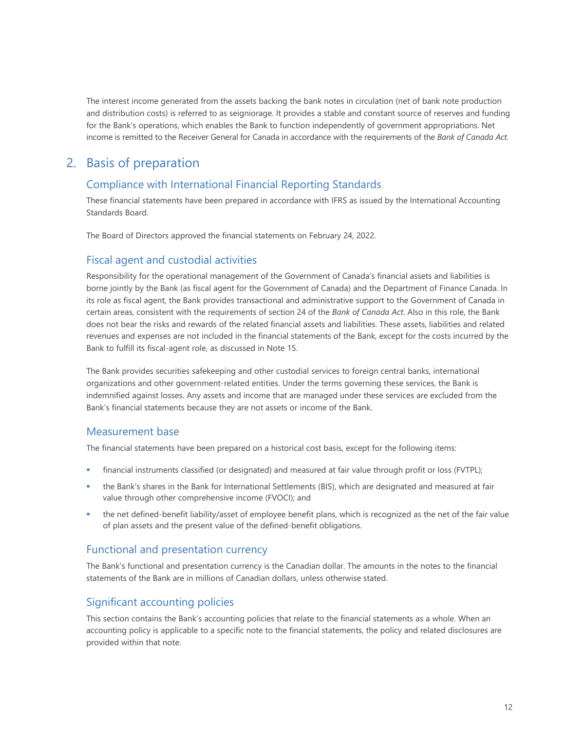The interest income generated from the assets backing the bank notes in circulation (net of bank note production and distribution costs) is referred to as seigniorage. It provides a stable and constant source of reserves and funding for the Bank's operations, which enables the Bank to function independently of government appropriations. Net income is remitted to the Receiver General for Canada in accordance with the requirements of the *Bank of Canada Act*.

## 2. Basis of preparation

### Compliance with International Financial Reporting Standards

These financial statements have been prepared in accordance with IFRS as issued by the International Accounting Standards Board.

The Board of Directors approved the financial statements on February 24, 2022.

### Fiscal agent and custodial activities

Responsibility for the operational management of the Government of Canada's financial assets and liabilities is borne jointly by the Bank (as fiscal agent for the Government of Canada) and the Department of Finance Canada. In its role as fiscal agent, the Bank provides transactional and administrative support to the Government of Canada in certain areas, consistent with the requirements of section 24 of the *Bank of Canada Act*. Also in this role, the Bank does not bear the risks and rewards of the related financial assets and liabilities. These assets, liabilities and related revenues and expenses are not included in the financial statements of the Bank, except for the costs incurred by the Bank to fulfill its fiscal-agent role, as discussed in Note 15.

The Bank provides securities safekeeping and other custodial services to foreign central banks, international organizations and other government-related entities. Under the terms governing these services, the Bank is indemnified against losses. Any assets and income that are managed under these services are excluded from the Bank's financial statements because they are not assets or income of the Bank.

### Measurement base

The financial statements have been prepared on a historical cost basis, except for the following items:

- financial instruments classified (or designated) and measured at fair value through profit or loss (FVTPL);
- the Bank's shares in the Bank for International Settlements (BIS), which are designated and measured at fair value through other comprehensive income (FVOCI); and
- the net defined-benefit liability/asset of employee benefit plans, which is recognized as the net of the fair value of plan assets and the present value of the defined-benefit obligations.

### Functional and presentation currency

The Bank's functional and presentation currency is the Canadian dollar. The amounts in the notes to the financial statements of the Bank are in millions of Canadian dollars, unless otherwise stated.

### Significant accounting policies

This section contains the Bank's accounting policies that relate to the financial statements as a whole. When an accounting policy is applicable to a specific note to the financial statements, the policy and related disclosures are provided within that note.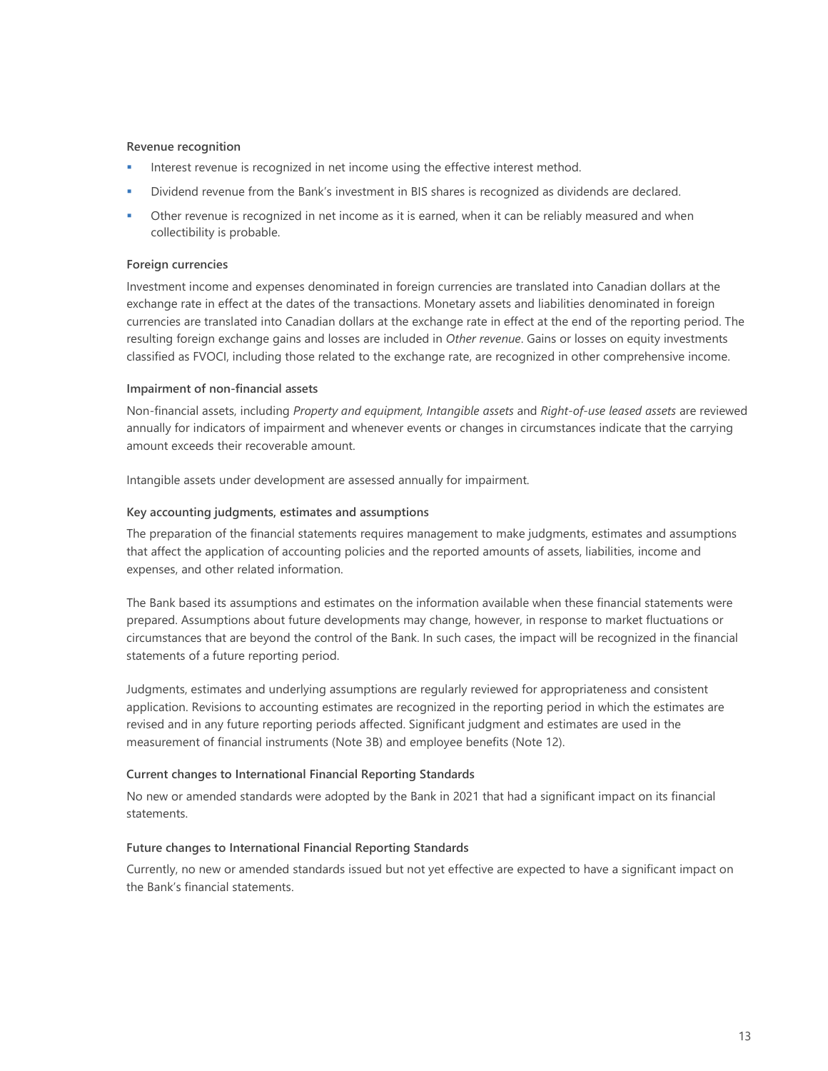#### Revenue recognition

- Interest revenue is recognized in net income using the effective interest method.
- Dividend revenue from the Bank's investment in BIS shares is recognized as dividends are declared.
- Other revenue is recognized in net income as it is earned, when it can be reliably measured and when collectibility is probable.

#### Foreign currencies

Investment income and expenses denominated in foreign currencies are translated into Canadian dollars at the exchange rate in effect at the dates of the transactions. Monetary assets and liabilities denominated in foreign currencies are translated into Canadian dollars at the exchange rate in effect at the end of the reporting period. The resulting foreign exchange gains and losses are included in *Other revenue*. Gains or losses on equity investments classified as FVOCI, including those related to the exchange rate, are recognized in other comprehensive income.

#### Impairment of non-financial assets

Non-financial assets, including *Property and equipment, Intangible assets* and *Right-of-use leased assets* are reviewed annually for indicators of impairment and whenever events or changes in circumstances indicate that the carrying amount exceeds their recoverable amount.

Intangible assets under development are assessed annually for impairment.

#### Key accounting judgments, estimates and assumptions

The preparation of the financial statements requires management to make judgments, estimates and assumptions that affect the application of accounting policies and the reported amounts of assets, liabilities, income and expenses, and other related information.

The Bank based its assumptions and estimates on the information available when these financial statements were prepared. Assumptions about future developments may change, however, in response to market fluctuations or circumstances that are beyond the control of the Bank. In such cases, the impact will be recognized in the financial statements of a future reporting period.

Judgments, estimates and underlying assumptions are regularly reviewed for appropriateness and consistent application. Revisions to accounting estimates are recognized in the reporting period in which the estimates are revised and in any future reporting periods affected. Significant judgment and estimates are used in the measurement of financial instruments (Note 3B) and employee benefits (Note 12).

#### Current changes to International Financial Reporting Standards

No new or amended standards were adopted by the Bank in 2021 that had a significant impact on its financial statements.

#### Future changes to International Financial Reporting Standards

Currently, no new or amended standards issued but not yet effective are expected to have a significant impact on the Bank's financial statements.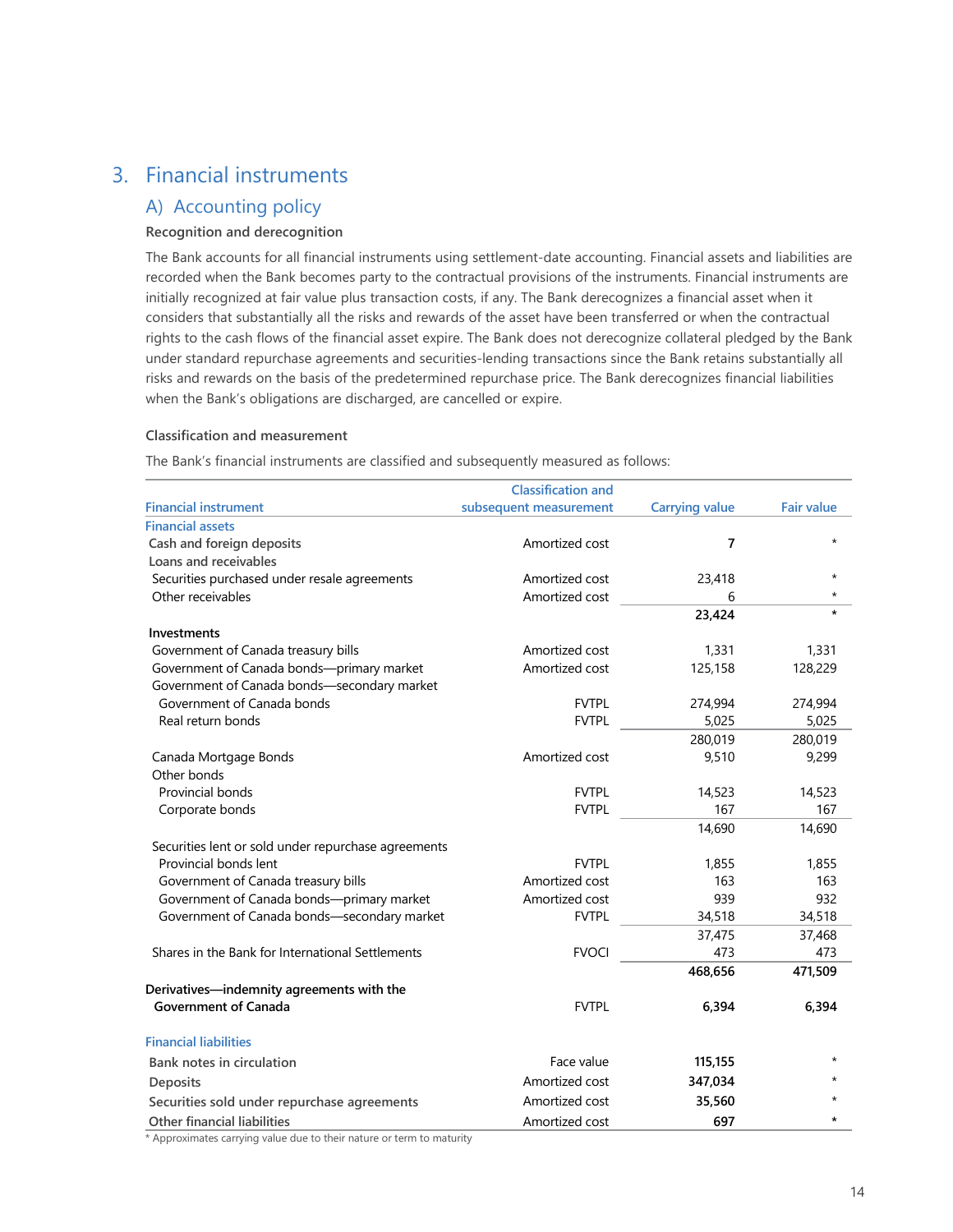## 3. Financial instruments

### A) Accounting policy

#### Recognition and derecognition

The Bank accounts for all financial instruments using settlement-date accounting. Financial assets and liabilities are recorded when the Bank becomes party to the contractual provisions of the instruments. Financial instruments are initially recognized at fair value plus transaction costs, if any. The Bank derecognizes a financial asset when it considers that substantially all the risks and rewards of the asset have been transferred or when the contractual rights to the cash flows of the financial asset expire. The Bank does not derecognize collateral pledged by the Bank under standard repurchase agreements and securities-lending transactions since the Bank retains substantially all risks and rewards on the basis of the predetermined repurchase price. The Bank derecognizes financial liabilities when the Bank's obligations are discharged, are cancelled or expire.

#### Classification and measurement

The Bank's financial instruments are classified and subsequently measured as follows:

| Financial instrument | Classification and subsequent measurement | Carrying value | Fair value |
|---|---|---|---|
| **Financial assets** | | | |
| Cash and foreign deposits | Amortized cost | **7** | * |
| Loans and receivables | | | |
| Securities purchased under resale agreements | Amortized cost | 23,418 | * |
| Other receivables | Amortized cost | 6 | * |
| | | **23,424** | * |
| **Investments** | | | |
| Government of Canada treasury bills | Amortized cost | 1,331 | 1,331 |
| Government of Canada bonds—primary market | Amortized cost | 125,158 | 128,229 |
| Government of Canada bonds—secondary market | | | |
| Government of Canada bonds | FVTPL | 274,994 | 274,994 |
| Real return bonds | FVTPL | 5,025 | 5,025 |
| | | 280,019 | 280,019 |
| Canada Mortgage Bonds | Amortized cost | 9,510 | 9,299 |
| Other bonds | | | |
| Provincial bonds | FVTPL | 14,523 | 14,523 |
| Corporate bonds | FVTPL | 167 | 167 |
| | | 14,690 | 14,690 |
| Securities lent or sold under repurchase agreements | | | |
| Provincial bonds lent | FVTPL | 1,855 | 1,855 |
| Government of Canada treasury bills | Amortized cost | 163 | 163 |
| Government of Canada bonds—primary market | Amortized cost | 939 | 932 |
| Government of Canada bonds—secondary market | FVTPL | 34,518 | 34,518 |
| | | 37,475 | 37,468 |
| Shares in the Bank for International Settlements | FVOCI | 473 | 473 |
| | | **468,656** | **471,509** |
| **Derivatives—indemnity agreements with the Government of Canada** | FVTPL | **6,394** | **6,394** |
| **Financial liabilities** | | | |
| **Bank notes in circulation** | Face value | **115,155** | * |
| **Deposits** | Amortized cost | **347,034** | * |
| **Securities sold under repurchase agreements** | Amortized cost | **35,560** | * |
| **Other financial liabilities** | Amortized cost | **697** | * |

\* Approximates carrying value due to their nature or term to maturity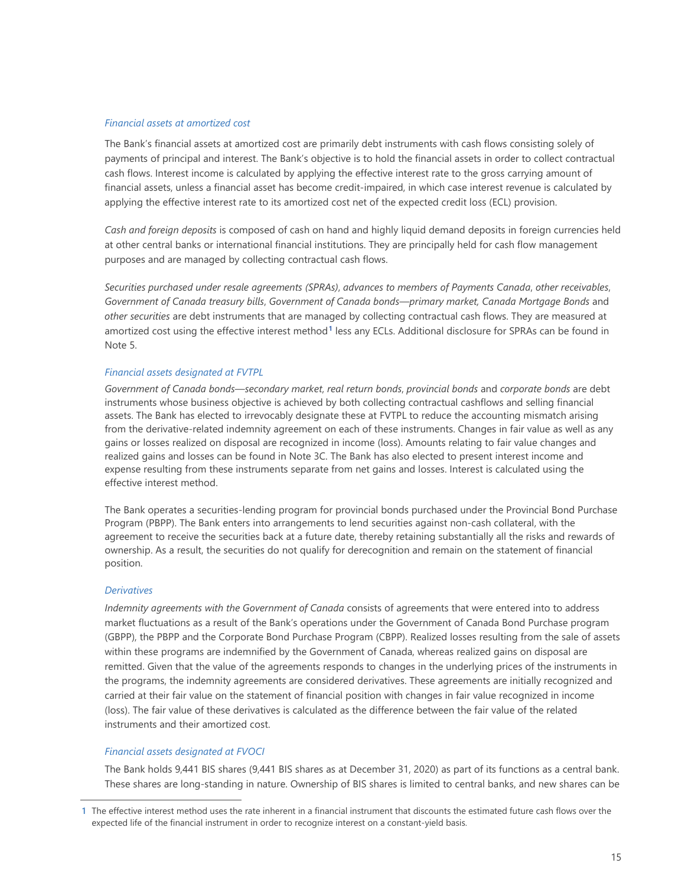#### *Financial assets at amortized cost*

The Bank's financial assets at amortized cost are primarily debt instruments with cash flows consisting solely of payments of principal and interest. The Bank's objective is to hold the financial assets in order to collect contractual cash flows. Interest income is calculated by applying the effective interest rate to the gross carrying amount of financial assets, unless a financial asset has become credit-impaired, in which case interest revenue is calculated by applying the effective interest rate to its amortized cost net of the expected credit loss (ECL) provision.

*Cash and foreign deposits* is composed of cash on hand and highly liquid demand deposits in foreign currencies held at other central banks or international financial institutions. They are principally held for cash flow management purposes and are managed by collecting contractual cash flows.

*Securities purchased under resale agreements (SPRAs)*, *advances to members of Payments Canada*, *other receivables*, *Government of Canada treasury bills*, *Government of Canada bonds—primary market, Canada Mortgage Bonds* and *other securities* are debt instruments that are managed by collecting contractual cash flows. They are measured at amortized cost using the effective interest method[1] less any ECLs. Additional disclosure for SPRAs can be found in Note 5.

#### *Financial assets designated at FVTPL*

*Government of Canada bonds—secondary market*, *real return bonds*, *provincial bonds* and *corporate bonds* are debt instruments whose business objective is achieved by both collecting contractual cashflows and selling financial assets. The Bank has elected to irrevocably designate these at FVTPL to reduce the accounting mismatch arising from the derivative-related indemnity agreement on each of these instruments. Changes in fair value as well as any gains or losses realized on disposal are recognized in income (loss). Amounts relating to fair value changes and realized gains and losses can be found in Note 3C. The Bank has also elected to present interest income and expense resulting from these instruments separate from net gains and losses. Interest is calculated using the effective interest method.

The Bank operates a securities-lending program for provincial bonds purchased under the Provincial Bond Purchase Program (PBPP). The Bank enters into arrangements to lend securities against non-cash collateral, with the agreement to receive the securities back at a future date, thereby retaining substantially all the risks and rewards of ownership. As a result, the securities do not qualify for derecognition and remain on the statement of financial position.

#### *Derivatives*

*Indemnity agreements with the Government of Canada* consists of agreements that were entered into to address market fluctuations as a result of the Bank's operations under the Government of Canada Bond Purchase program (GBPP), the PBPP and the Corporate Bond Purchase Program (CBPP). Realized losses resulting from the sale of assets within these programs are indemnified by the Government of Canada, whereas realized gains on disposal are remitted. Given that the value of the agreements responds to changes in the underlying prices of the instruments in the programs, the indemnity agreements are considered derivatives. These agreements are initially recognized and carried at their fair value on the statement of financial position with changes in fair value recognized in income (loss). The fair value of these derivatives is calculated as the difference between the fair value of the related instruments and their amortized cost.

#### *Financial assets designated at FVOCI*

The Bank holds 9,441 BIS shares (9,441 BIS shares as at December 31, 2020) as part of its functions as a central bank. These shares are long-standing in nature. Ownership of BIS shares is limited to central banks, and new shares can be

---

[1] The effective interest method uses the rate inherent in a financial instrument that discounts the estimated future cash flows over the expected life of the financial instrument in order to recognize interest on a constant-yield basis.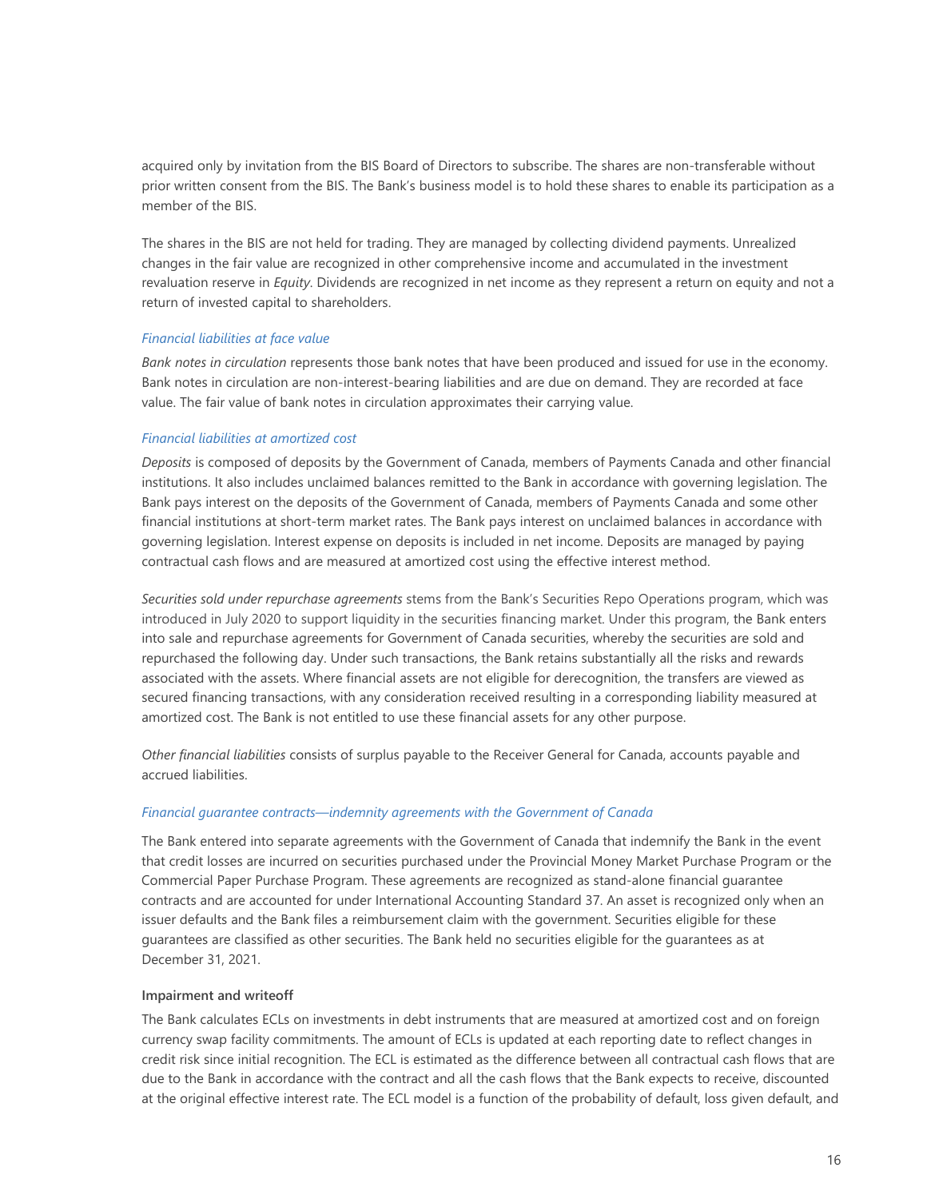acquired only by invitation from the BIS Board of Directors to subscribe. The shares are non-transferable without prior written consent from the BIS. The Bank's business model is to hold these shares to enable its participation as a member of the BIS.

The shares in the BIS are not held for trading. They are managed by collecting dividend payments. Unrealized changes in the fair value are recognized in other comprehensive income and accumulated in the investment revaluation reserve in *Equity*. Dividends are recognized in net income as they represent a return on equity and not a return of invested capital to shareholders.

*Financial liabilities at face value*

*Bank notes in circulation* represents those bank notes that have been produced and issued for use in the economy. Bank notes in circulation are non-interest-bearing liabilities and are due on demand. They are recorded at face value. The fair value of bank notes in circulation approximates their carrying value.

*Financial liabilities at amortized cost*

*Deposits* is composed of deposits by the Government of Canada, members of Payments Canada and other financial institutions. It also includes unclaimed balances remitted to the Bank in accordance with governing legislation. The Bank pays interest on the deposits of the Government of Canada, members of Payments Canada and some other financial institutions at short-term market rates. The Bank pays interest on unclaimed balances in accordance with governing legislation. Interest expense on deposits is included in net income. Deposits are managed by paying contractual cash flows and are measured at amortized cost using the effective interest method.

*Securities sold under repurchase agreements* stems from the Bank's Securities Repo Operations program, which was introduced in July 2020 to support liquidity in the securities financing market. Under this program, the Bank enters into sale and repurchase agreements for Government of Canada securities, whereby the securities are sold and repurchased the following day. Under such transactions, the Bank retains substantially all the risks and rewards associated with the assets. Where financial assets are not eligible for derecognition, the transfers are viewed as secured financing transactions, with any consideration received resulting in a corresponding liability measured at amortized cost. The Bank is not entitled to use these financial assets for any other purpose.

*Other financial liabilities* consists of surplus payable to the Receiver General for Canada, accounts payable and accrued liabilities.

*Financial guarantee contracts—indemnity agreements with the Government of Canada*

The Bank entered into separate agreements with the Government of Canada that indemnify the Bank in the event that credit losses are incurred on securities purchased under the Provincial Money Market Purchase Program or the Commercial Paper Purchase Program. These agreements are recognized as stand-alone financial guarantee contracts and are accounted for under International Accounting Standard 37. An asset is recognized only when an issuer defaults and the Bank files a reimbursement claim with the government. Securities eligible for these guarantees are classified as other securities. The Bank held no securities eligible for the guarantees as at December 31, 2021.

**Impairment and writeoff**

The Bank calculates ECLs on investments in debt instruments that are measured at amortized cost and on foreign currency swap facility commitments. The amount of ECLs is updated at each reporting date to reflect changes in credit risk since initial recognition. The ECL is estimated as the difference between all contractual cash flows that are due to the Bank in accordance with the contract and all the cash flows that the Bank expects to receive, discounted at the original effective interest rate. The ECL model is a function of the probability of default, loss given default, and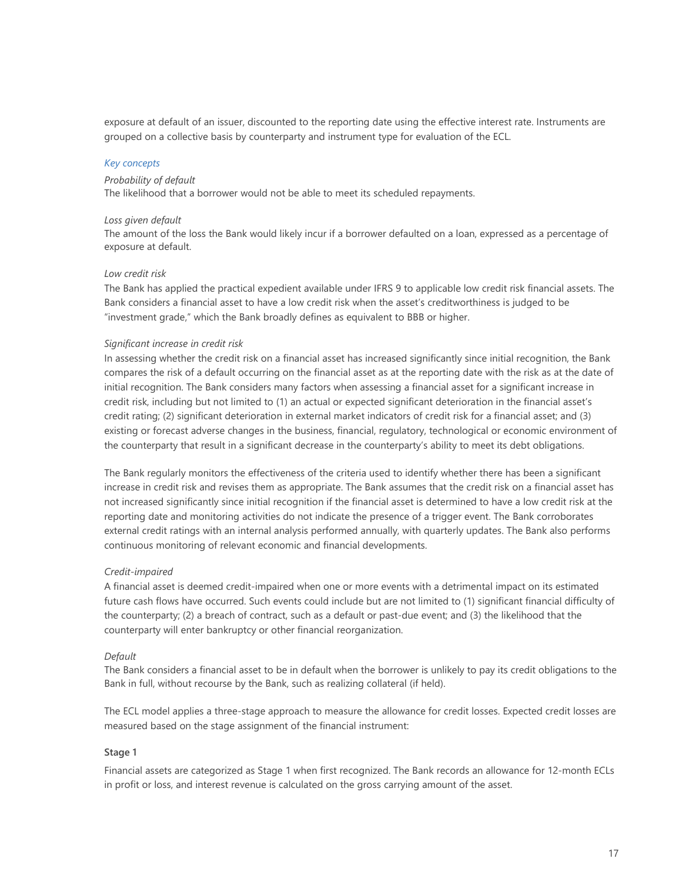exposure at default of an issuer, discounted to the reporting date using the effective interest rate. Instruments are grouped on a collective basis by counterparty and instrument type for evaluation of the ECL.

*Key concepts*

*Probability of default*
The likelihood that a borrower would not be able to meet its scheduled repayments.

*Loss given default*
The amount of the loss the Bank would likely incur if a borrower defaulted on a loan, expressed as a percentage of exposure at default.

*Low credit risk*
The Bank has applied the practical expedient available under IFRS 9 to applicable low credit risk financial assets. The Bank considers a financial asset to have a low credit risk when the asset's creditworthiness is judged to be "investment grade," which the Bank broadly defines as equivalent to BBB or higher.

*Significant increase in credit risk*
In assessing whether the credit risk on a financial asset has increased significantly since initial recognition, the Bank compares the risk of a default occurring on the financial asset as at the reporting date with the risk as at the date of initial recognition. The Bank considers many factors when assessing a financial asset for a significant increase in credit risk, including but not limited to (1) an actual or expected significant deterioration in the financial asset's credit rating; (2) significant deterioration in external market indicators of credit risk for a financial asset; and (3) existing or forecast adverse changes in the business, financial, regulatory, technological or economic environment of the counterparty that result in a significant decrease in the counterparty's ability to meet its debt obligations.

The Bank regularly monitors the effectiveness of the criteria used to identify whether there has been a significant increase in credit risk and revises them as appropriate. The Bank assumes that the credit risk on a financial asset has not increased significantly since initial recognition if the financial asset is determined to have a low credit risk at the reporting date and monitoring activities do not indicate the presence of a trigger event. The Bank corroborates external credit ratings with an internal analysis performed annually, with quarterly updates. The Bank also performs continuous monitoring of relevant economic and financial developments.

*Credit-impaired*
A financial asset is deemed credit-impaired when one or more events with a detrimental impact on its estimated future cash flows have occurred. Such events could include but are not limited to (1) significant financial difficulty of the counterparty; (2) a breach of contract, such as a default or past-due event; and (3) the likelihood that the counterparty will enter bankruptcy or other financial reorganization.

*Default*
The Bank considers a financial asset to be in default when the borrower is unlikely to pay its credit obligations to the Bank in full, without recourse by the Bank, such as realizing collateral (if held).

The ECL model applies a three-stage approach to measure the allowance for credit losses. Expected credit losses are measured based on the stage assignment of the financial instrument:

**Stage 1**

Financial assets are categorized as Stage 1 when first recognized. The Bank records an allowance for 12-month ECLs in profit or loss, and interest revenue is calculated on the gross carrying amount of the asset.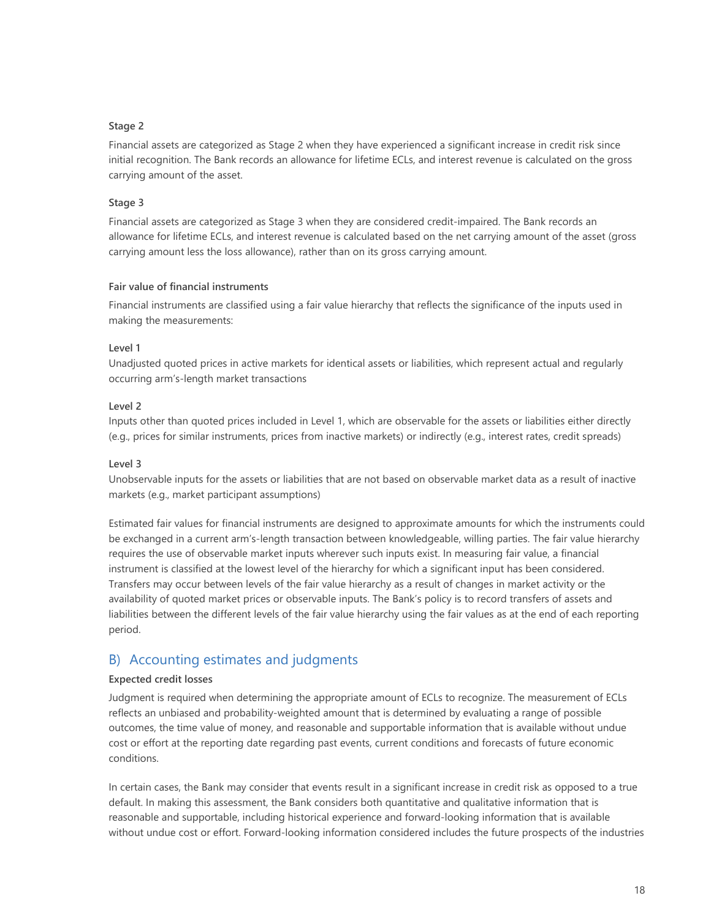#### Stage 2

Financial assets are categorized as Stage 2 when they have experienced a significant increase in credit risk since initial recognition. The Bank records an allowance for lifetime ECLs, and interest revenue is calculated on the gross carrying amount of the asset.

#### Stage 3

Financial assets are categorized as Stage 3 when they are considered credit-impaired. The Bank records an allowance for lifetime ECLs, and interest revenue is calculated based on the net carrying amount of the asset (gross carrying amount less the loss allowance), rather than on its gross carrying amount.

### Fair value of financial instruments

Financial instruments are classified using a fair value hierarchy that reflects the significance of the inputs used in making the measurements:

**Level 1**
Unadjusted quoted prices in active markets for identical assets or liabilities, which represent actual and regularly occurring arm's-length market transactions

**Level 2**
Inputs other than quoted prices included in Level 1, which are observable for the assets or liabilities either directly (e.g., prices for similar instruments, prices from inactive markets) or indirectly (e.g., interest rates, credit spreads)

**Level 3**
Unobservable inputs for the assets or liabilities that are not based on observable market data as a result of inactive markets (e.g., market participant assumptions)

Estimated fair values for financial instruments are designed to approximate amounts for which the instruments could be exchanged in a current arm's-length transaction between knowledgeable, willing parties. The fair value hierarchy requires the use of observable market inputs wherever such inputs exist. In measuring fair value, a financial instrument is classified at the lowest level of the hierarchy for which a significant input has been considered. Transfers may occur between levels of the fair value hierarchy as a result of changes in market activity or the availability of quoted market prices or observable inputs. The Bank's policy is to record transfers of assets and liabilities between the different levels of the fair value hierarchy using the fair values as at the end of each reporting period.

## B) Accounting estimates and judgments

### Expected credit losses

Judgment is required when determining the appropriate amount of ECLs to recognize. The measurement of ECLs reflects an unbiased and probability-weighted amount that is determined by evaluating a range of possible outcomes, the time value of money, and reasonable and supportable information that is available without undue cost or effort at the reporting date regarding past events, current conditions and forecasts of future economic conditions.

In certain cases, the Bank may consider that events result in a significant increase in credit risk as opposed to a true default. In making this assessment, the Bank considers both quantitative and qualitative information that is reasonable and supportable, including historical experience and forward-looking information that is available without undue cost or effort. Forward-looking information considered includes the future prospects of the industries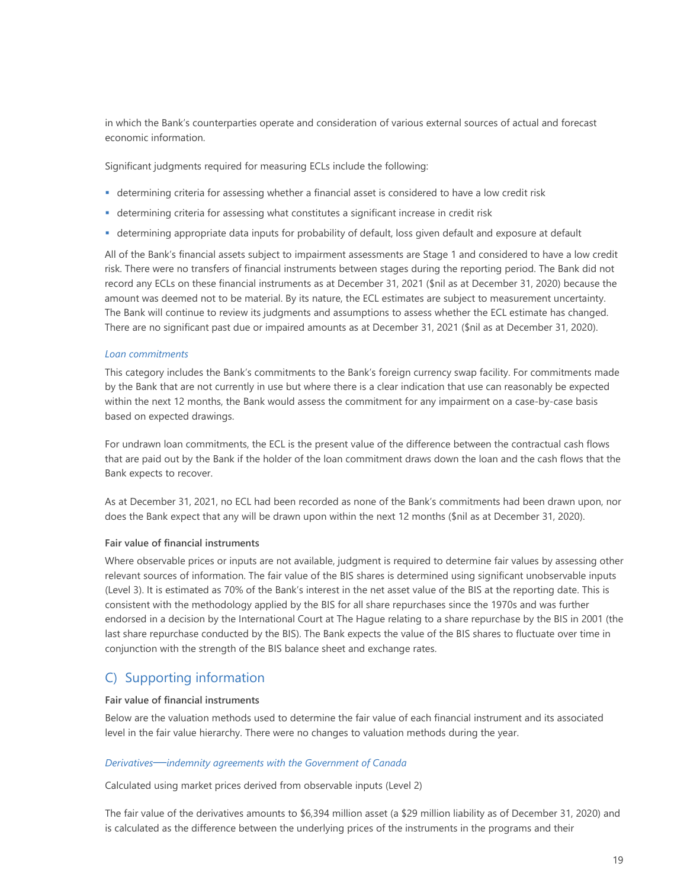in which the Bank's counterparties operate and consideration of various external sources of actual and forecast economic information.

Significant judgments required for measuring ECLs include the following:

- determining criteria for assessing whether a financial asset is considered to have a low credit risk
- determining criteria for assessing what constitutes a significant increase in credit risk
- determining appropriate data inputs for probability of default, loss given default and exposure at default

All of the Bank's financial assets subject to impairment assessments are Stage 1 and considered to have a low credit risk. There were no transfers of financial instruments between stages during the reporting period. The Bank did not record any ECLs on these financial instruments as at December 31, 2021 ($nil as at December 31, 2020) because the amount was deemed not to be material. By its nature, the ECL estimates are subject to measurement uncertainty. The Bank will continue to review its judgments and assumptions to assess whether the ECL estimate has changed. There are no significant past due or impaired amounts as at December 31, 2021 ($nil as at December 31, 2020).

*Loan commitments*

This category includes the Bank's commitments to the Bank's foreign currency swap facility. For commitments made by the Bank that are not currently in use but where there is a clear indication that use can reasonably be expected within the next 12 months, the Bank would assess the commitment for any impairment on a case-by-case basis based on expected drawings.

For undrawn loan commitments, the ECL is the present value of the difference between the contractual cash flows that are paid out by the Bank if the holder of the loan commitment draws down the loan and the cash flows that the Bank expects to recover.

As at December 31, 2021, no ECL had been recorded as none of the Bank's commitments had been drawn upon, nor does the Bank expect that any will be drawn upon within the next 12 months ($nil as at December 31, 2020).

**Fair value of financial instruments**

Where observable prices or inputs are not available, judgment is required to determine fair values by assessing other relevant sources of information. The fair value of the BIS shares is determined using significant unobservable inputs (Level 3). It is estimated as 70% of the Bank's interest in the net asset value of the BIS at the reporting date. This is consistent with the methodology applied by the BIS for all share repurchases since the 1970s and was further endorsed in a decision by the International Court at The Hague relating to a share repurchase by the BIS in 2001 (the last share repurchase conducted by the BIS). The Bank expects the value of the BIS shares to fluctuate over time in conjunction with the strength of the BIS balance sheet and exchange rates.

## C) Supporting information

**Fair value of financial instruments**

Below are the valuation methods used to determine the fair value of each financial instrument and its associated level in the fair value hierarchy. There were no changes to valuation methods during the year.

*Derivatives—indemnity agreements with the Government of Canada*

Calculated using market prices derived from observable inputs (Level 2)

The fair value of the derivatives amounts to $6,394 million asset (a $29 million liability as of December 31, 2020) and is calculated as the difference between the underlying prices of the instruments in the programs and their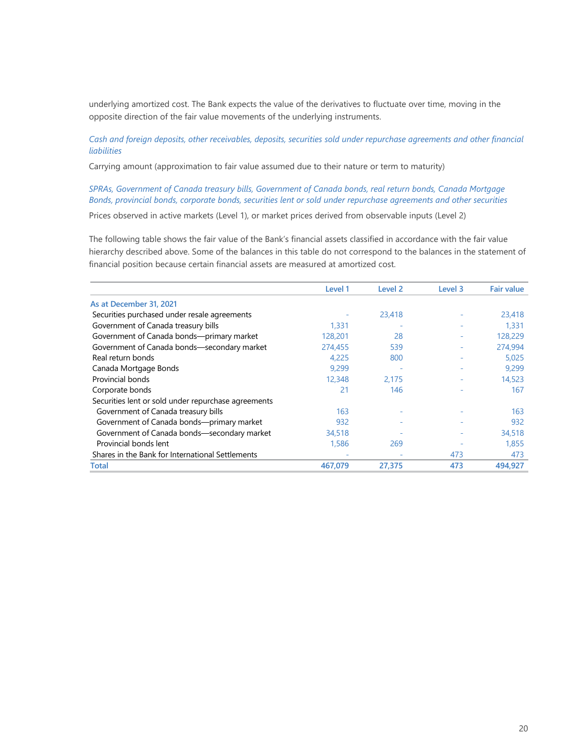underlying amortized cost. The Bank expects the value of the derivatives to fluctuate over time, moving in the opposite direction of the fair value movements of the underlying instruments.

*Cash and foreign deposits, other receivables, deposits, securities sold under repurchase agreements and other financial liabilities*

Carrying amount (approximation to fair value assumed due to their nature or term to maturity)

*SPRAs, Government of Canada treasury bills, Government of Canada bonds, real return bonds, Canada Mortgage Bonds, provincial bonds, corporate bonds, securities lent or sold under repurchase agreements and other securities*

Prices observed in active markets (Level 1), or market prices derived from observable inputs (Level 2)

The following table shows the fair value of the Bank's financial assets classified in accordance with the fair value hierarchy described above. Some of the balances in this table do not correspond to the balances in the statement of financial position because certain financial assets are measured at amortized cost.

| | Level 1 | Level 2 | Level 3 | Fair value |
|---|---|---|---|---|
| **As at December 31, 2021** | | | | |
| Securities purchased under resale agreements | - | 23,418 | - | 23,418 |
| Government of Canada treasury bills | 1,331 | - | - | 1,331 |
| Government of Canada bonds—primary market | 128,201 | 28 | - | 128,229 |
| Government of Canada bonds—secondary market | 274,455 | 539 | - | 274,994 |
| Real return bonds | 4,225 | 800 | - | 5,025 |
| Canada Mortgage Bonds | 9,299 | - | - | 9,299 |
| Provincial bonds | 12,348 | 2,175 | - | 14,523 |
| Corporate bonds | 21 | 146 | - | 167 |
| Securities lent or sold under repurchase agreements | | | | |
| Government of Canada treasury bills | 163 | - | - | 163 |
| Government of Canada bonds—primary market | 932 | - | - | 932 |
| Government of Canada bonds—secondary market | 34,518 | - | - | 34,518 |
| Provincial bonds lent | 1,586 | 269 | - | 1,855 |
| Shares in the Bank for International Settlements | - | - | 473 | 473 |
| **Total** | **467,079** | **27,375** | **473** | **494,927** |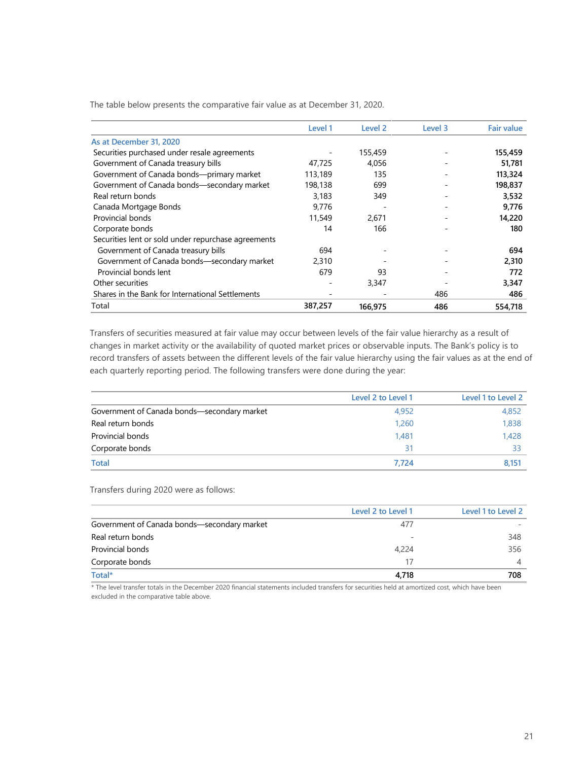The table below presents the comparative fair value as at December 31, 2020.

| | Level 1 | Level 2 | Level 3 | Fair value |
|---|---|---|---|---|
| **As at December 31, 2020** | | | | |
| Securities purchased under resale agreements | - | 155,459 | - | **155,459** |
| Government of Canada treasury bills | 47,725 | 4,056 | - | **51,781** |
| Government of Canada bonds—primary market | 113,189 | 135 | - | **113,324** |
| Government of Canada bonds—secondary market | 198,138 | 699 | - | **198,837** |
| Real return bonds | 3,183 | 349 | - | **3,532** |
| Canada Mortgage Bonds | 9,776 | - | - | **9,776** |
| Provincial bonds | 11,549 | 2,671 | - | **14,220** |
| Corporate bonds | 14 | 166 | - | **180** |
| Securities lent or sold under repurchase agreements | | | | |
| Government of Canada treasury bills | 694 | - | - | **694** |
| Government of Canada bonds—secondary market | 2,310 | - | - | **2,310** |
| Provincial bonds lent | 679 | 93 | - | **772** |
| Other securities | - | 3,347 | - | **3,347** |
| Shares in the Bank for International Settlements | - | - | 486 | **486** |
| Total | **387,257** | **166,975** | **486** | **554,718** |

Transfers of securities measured at fair value may occur between levels of the fair value hierarchy as a result of changes in market activity or the availability of quoted market prices or observable inputs. The Bank's policy is to record transfers of assets between the different levels of the fair value hierarchy using the fair values as at the end of each quarterly reporting period. The following transfers were done during the year:

| | Level 2 to Level 1 | Level 1 to Level 2 |
|---|---|---|
| Government of Canada bonds—secondary market | 4,952 | 4,852 |
| Real return bonds | 1,260 | 1,838 |
| Provincial bonds | 1,481 | 1,428 |
| Corporate bonds | 31 | 33 |
| Total | 7,724 | 8,151 |

Transfers during 2020 were as follows:

| | Level 2 to Level 1 | Level 1 to Level 2 |
|---|---|---|
| Government of Canada bonds—secondary market | 477 | - |
| Real return bonds | - | 348 |
| Provincial bonds | 4,224 | 356 |
| Corporate bonds | 17 | 4 |
| Total* | **4,718** | **708** |

\* The level transfer totals in the December 2020 financial statements included transfers for securities held at amortized cost, which have been excluded in the comparative table above.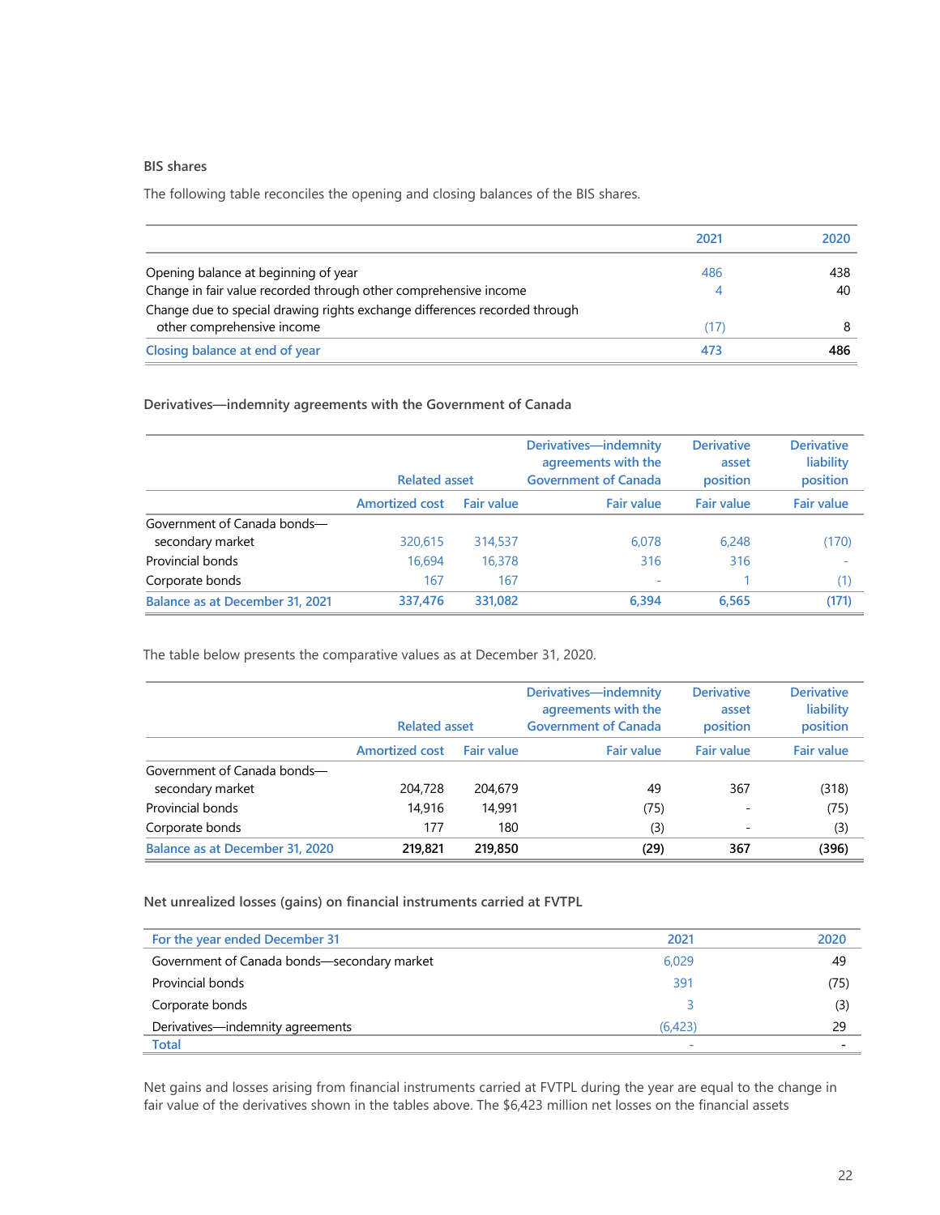### BIS shares

The following table reconciles the opening and closing balances of the BIS shares.

| | 2021 | 2020 |
|---|---|---|
| Opening balance at beginning of year | 486 | 438 |
| Change in fair value recorded through other comprehensive income | 4 | 40 |
| Change due to special drawing rights exchange differences recorded through other comprehensive income | (17) | 8 |
| **Closing balance at end of year** | **473** | **486** |

### Derivatives—indemnity agreements with the Government of Canada

| | Related asset | | Derivatives—indemnity agreements with the Government of Canada | Derivative asset position | Derivative liability position |
|---|---|---|---|---|---|
| | Amortized cost | Fair value | Fair value | Fair value | Fair value |
| Government of Canada bonds—secondary market | 320,615 | 314,537 | 6,078 | 6,248 | (170) |
| Provincial bonds | 16,694 | 16,378 | 316 | 316 | - |
| Corporate bonds | 167 | 167 | - | 1 | (1) |
| **Balance as at December 31, 2021** | **337,476** | **331,082** | **6,394** | **6,565** | **(171)** |

The table below presents the comparative values as at December 31, 2020.

| | Related asset | | Derivatives—indemnity agreements with the Government of Canada | Derivative asset position | Derivative liability position |
|---|---|---|---|---|---|
| | Amortized cost | Fair value | Fair value | Fair value | Fair value |
| Government of Canada bonds—secondary market | 204,728 | 204,679 | 49 | 367 | (318) |
| Provincial bonds | 14,916 | 14,991 | (75) | - | (75) |
| Corporate bonds | 177 | 180 | (3) | - | (3) |
| **Balance as at December 31, 2020** | **219,821** | **219,850** | **(29)** | **367** | **(396)** |

### Net unrealized losses (gains) on financial instruments carried at FVTPL

| For the year ended December 31 | 2021 | 2020 |
|---|---|---|
| Government of Canada bonds—secondary market | 6,029 | 49 |
| Provincial bonds | 391 | (75) |
| Corporate bonds | 3 | (3) |
| Derivatives—indemnity agreements | (6,423) | 29 |
| **Total** | - | - |

Net gains and losses arising from financial instruments carried at FVTPL during the year are equal to the change in fair value of the derivatives shown in the tables above. The $6,423 million net losses on the financial assets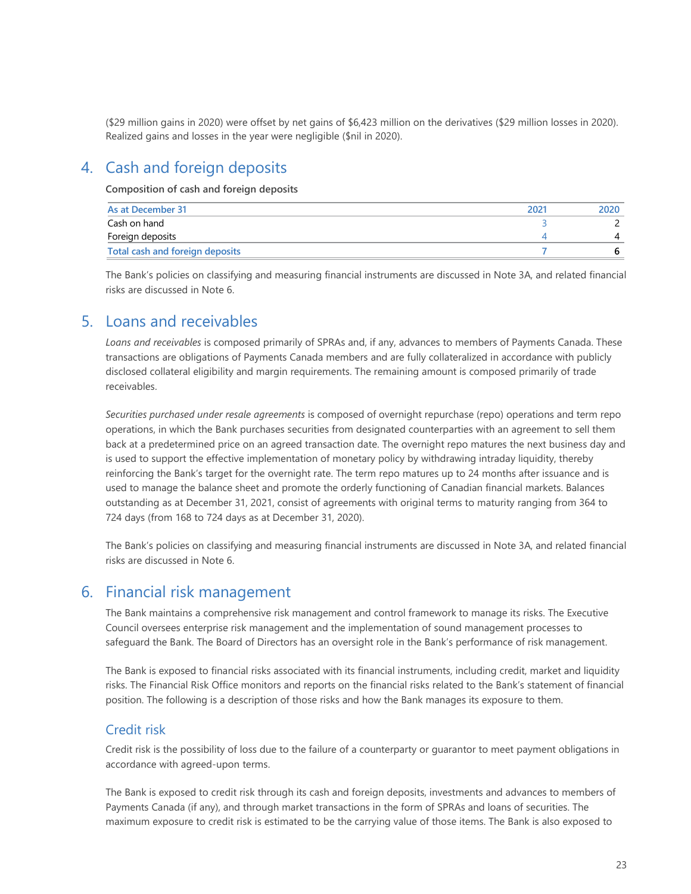($29 million gains in 2020) were offset by net gains of $6,423 million on the derivatives ($29 million losses in 2020). Realized gains and losses in the year were negligible ($nil in 2020).

## 4. Cash and foreign deposits

**Composition of cash and foreign deposits**

| As at December 31 | 2021 | 2020 |
|---|---|---|
| Cash on hand | 3 | 2 |
| Foreign deposits | 4 | 4 |
| **Total cash and foreign deposits** | **7** | **6** |

The Bank's policies on classifying and measuring financial instruments are discussed in Note 3A, and related financial risks are discussed in Note 6.

## 5. Loans and receivables

*Loans and receivables* is composed primarily of SPRAs and, if any, advances to members of Payments Canada. These transactions are obligations of Payments Canada members and are fully collateralized in accordance with publicly disclosed collateral eligibility and margin requirements. The remaining amount is composed primarily of trade receivables.

*Securities purchased under resale agreements* is composed of overnight repurchase (repo) operations and term repo operations, in which the Bank purchases securities from designated counterparties with an agreement to sell them back at a predetermined price on an agreed transaction date. The overnight repo matures the next business day and is used to support the effective implementation of monetary policy by withdrawing intraday liquidity, thereby reinforcing the Bank's target for the overnight rate. The term repo matures up to 24 months after issuance and is used to manage the balance sheet and promote the orderly functioning of Canadian financial markets. Balances outstanding as at December 31, 2021, consist of agreements with original terms to maturity ranging from 364 to 724 days (from 168 to 724 days as at December 31, 2020).

The Bank's policies on classifying and measuring financial instruments are discussed in Note 3A, and related financial risks are discussed in Note 6.

## 6. Financial risk management

The Bank maintains a comprehensive risk management and control framework to manage its risks. The Executive Council oversees enterprise risk management and the implementation of sound management processes to safeguard the Bank. The Board of Directors has an oversight role in the Bank's performance of risk management.

The Bank is exposed to financial risks associated with its financial instruments, including credit, market and liquidity risks. The Financial Risk Office monitors and reports on the financial risks related to the Bank's statement of financial position. The following is a description of those risks and how the Bank manages its exposure to them.

### Credit risk

Credit risk is the possibility of loss due to the failure of a counterparty or guarantor to meet payment obligations in accordance with agreed-upon terms.

The Bank is exposed to credit risk through its cash and foreign deposits, investments and advances to members of Payments Canada (if any), and through market transactions in the form of SPRAs and loans of securities. The maximum exposure to credit risk is estimated to be the carrying value of those items. The Bank is also exposed to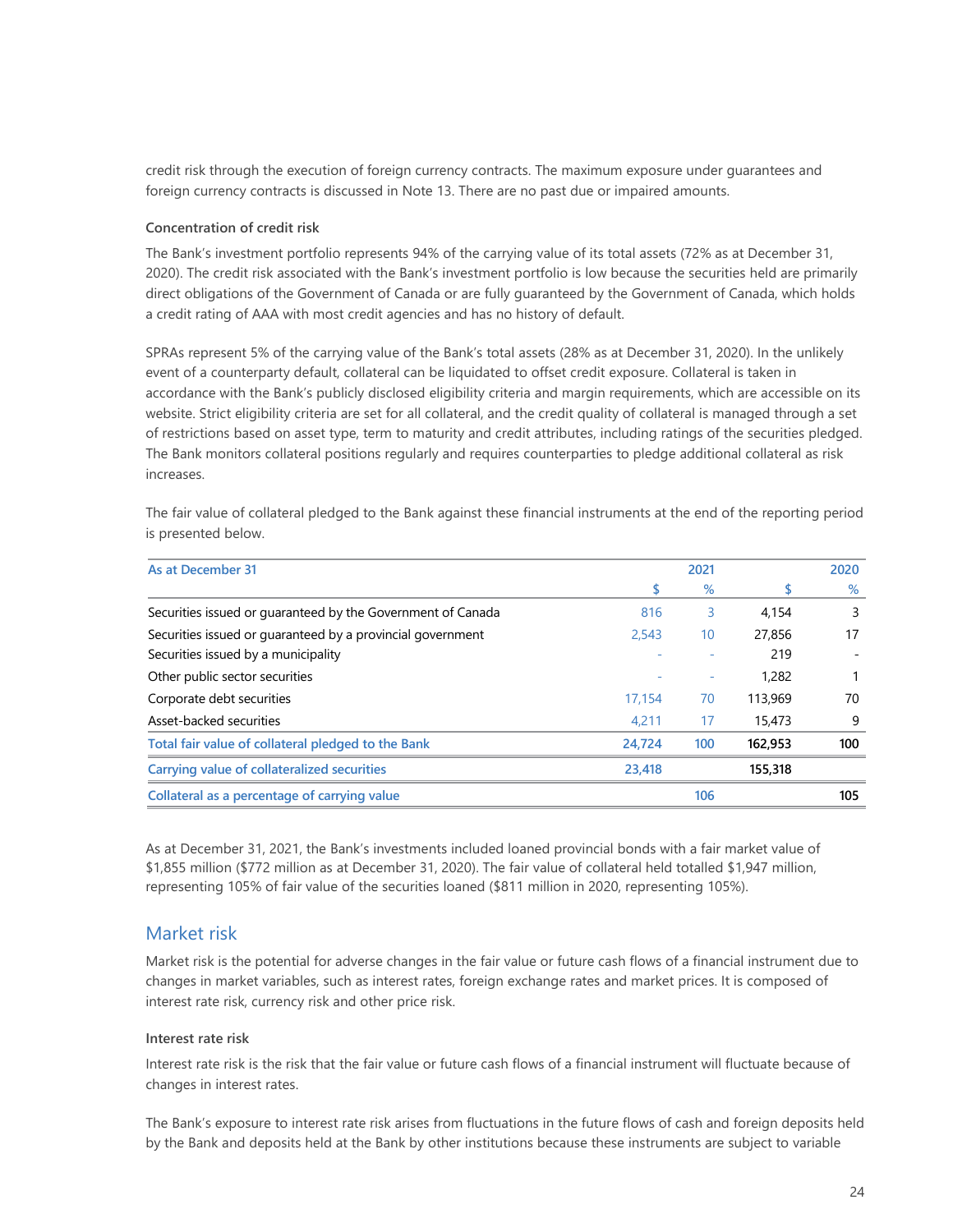credit risk through the execution of foreign currency contracts. The maximum exposure under guarantees and foreign currency contracts is discussed in Note 13. There are no past due or impaired amounts.

### Concentration of credit risk

The Bank's investment portfolio represents 94% of the carrying value of its total assets (72% as at December 31, 2020). The credit risk associated with the Bank's investment portfolio is low because the securities held are primarily direct obligations of the Government of Canada or are fully guaranteed by the Government of Canada, which holds a credit rating of AAA with most credit agencies and has no history of default.

SPRAs represent 5% of the carrying value of the Bank's total assets (28% as at December 31, 2020). In the unlikely event of a counterparty default, collateral can be liquidated to offset credit exposure. Collateral is taken in accordance with the Bank's publicly disclosed eligibility criteria and margin requirements, which are accessible on its website. Strict eligibility criteria are set for all collateral, and the credit quality of collateral is managed through a set of restrictions based on asset type, term to maturity and credit attributes, including ratings of the securities pledged. The Bank monitors collateral positions regularly and requires counterparties to pledge additional collateral as risk increases.

The fair value of collateral pledged to the Bank against these financial instruments at the end of the reporting period is presented below.

| As at December 31 | 2021 | | 2020 | |
|---|---|---|---|---|
| | $ | % | $ | % |
| Securities issued or guaranteed by the Government of Canada | 816 | 3 | 4,154 | 3 |
| Securities issued or guaranteed by a provincial government | 2,543 | 10 | 27,856 | 17 |
| Securities issued by a municipality | - | - | 219 | - |
| Other public sector securities | - | - | 1,282 | 1 |
| Corporate debt securities | 17,154 | 70 | 113,969 | 70 |
| Asset-backed securities | 4,211 | 17 | 15,473 | 9 |
| **Total fair value of collateral pledged to the Bank** | **24,724** | **100** | **162,953** | **100** |
| **Carrying value of collateralized securities** | **23,418** | | **155,318** | |
| **Collateral as a percentage of carrying value** | | **106** | | **105** |

As at December 31, 2021, the Bank's investments included loaned provincial bonds with a fair market value of $1,855 million ($772 million as at December 31, 2020). The fair value of collateral held totalled $1,947 million, representing 105% of fair value of the securities loaned ($811 million in 2020, representing 105%).

## Market risk

Market risk is the potential for adverse changes in the fair value or future cash flows of a financial instrument due to changes in market variables, such as interest rates, foreign exchange rates and market prices. It is composed of interest rate risk, currency risk and other price risk.

### Interest rate risk

Interest rate risk is the risk that the fair value or future cash flows of a financial instrument will fluctuate because of changes in interest rates.

The Bank's exposure to interest rate risk arises from fluctuations in the future flows of cash and foreign deposits held by the Bank and deposits held at the Bank by other institutions because these instruments are subject to variable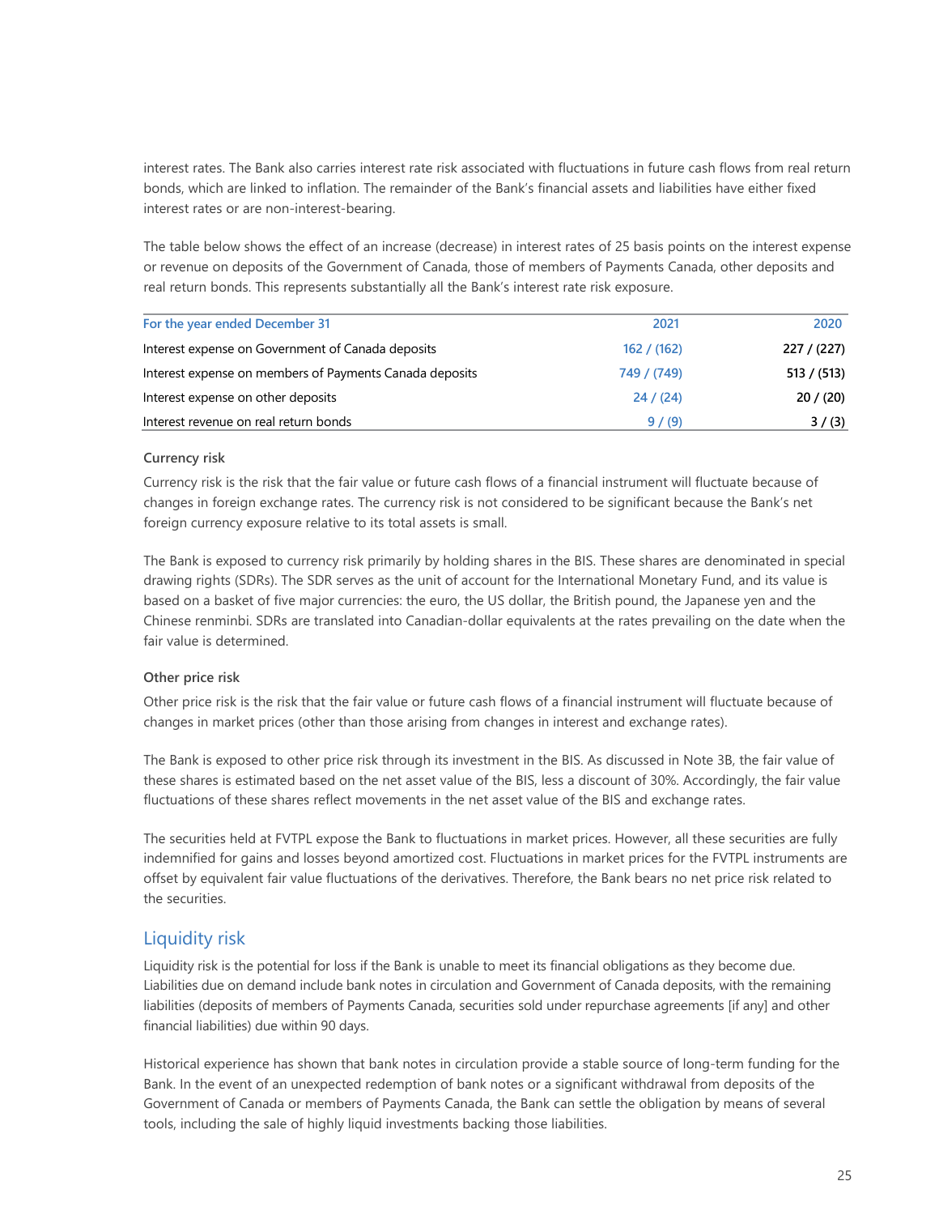interest rates. The Bank also carries interest rate risk associated with fluctuations in future cash flows from real return bonds, which are linked to inflation. The remainder of the Bank's financial assets and liabilities have either fixed interest rates or are non-interest-bearing.

The table below shows the effect of an increase (decrease) in interest rates of 25 basis points on the interest expense or revenue on deposits of the Government of Canada, those of members of Payments Canada, other deposits and real return bonds. This represents substantially all the Bank's interest rate risk exposure.

| For the year ended December 31 | 2021 | 2020 |
|---|---|---|
| Interest expense on Government of Canada deposits | 162 / (162) | 227 / (227) |
| Interest expense on members of Payments Canada deposits | 749 / (749) | 513 / (513) |
| Interest expense on other deposits | 24 / (24) | 20 / (20) |
| Interest revenue on real return bonds | 9 / (9) | 3 / (3) |

#### Currency risk

Currency risk is the risk that the fair value or future cash flows of a financial instrument will fluctuate because of changes in foreign exchange rates. The currency risk is not considered to be significant because the Bank's net foreign currency exposure relative to its total assets is small.

The Bank is exposed to currency risk primarily by holding shares in the BIS. These shares are denominated in special drawing rights (SDRs). The SDR serves as the unit of account for the International Monetary Fund, and its value is based on a basket of five major currencies: the euro, the US dollar, the British pound, the Japanese yen and the Chinese renminbi. SDRs are translated into Canadian-dollar equivalents at the rates prevailing on the date when the fair value is determined.

#### Other price risk

Other price risk is the risk that the fair value or future cash flows of a financial instrument will fluctuate because of changes in market prices (other than those arising from changes in interest and exchange rates).

The Bank is exposed to other price risk through its investment in the BIS. As discussed in Note 3B, the fair value of these shares is estimated based on the net asset value of the BIS, less a discount of 30%. Accordingly, the fair value fluctuations of these shares reflect movements in the net asset value of the BIS and exchange rates.

The securities held at FVTPL expose the Bank to fluctuations in market prices. However, all these securities are fully indemnified for gains and losses beyond amortized cost. Fluctuations in market prices for the FVTPL instruments are offset by equivalent fair value fluctuations of the derivatives. Therefore, the Bank bears no net price risk related to the securities.

### Liquidity risk

Liquidity risk is the potential for loss if the Bank is unable to meet its financial obligations as they become due. Liabilities due on demand include bank notes in circulation and Government of Canada deposits, with the remaining liabilities (deposits of members of Payments Canada, securities sold under repurchase agreements [if any] and other financial liabilities) due within 90 days.

Historical experience has shown that bank notes in circulation provide a stable source of long-term funding for the Bank. In the event of an unexpected redemption of bank notes or a significant withdrawal from deposits of the Government of Canada or members of Payments Canada, the Bank can settle the obligation by means of several tools, including the sale of highly liquid investments backing those liabilities.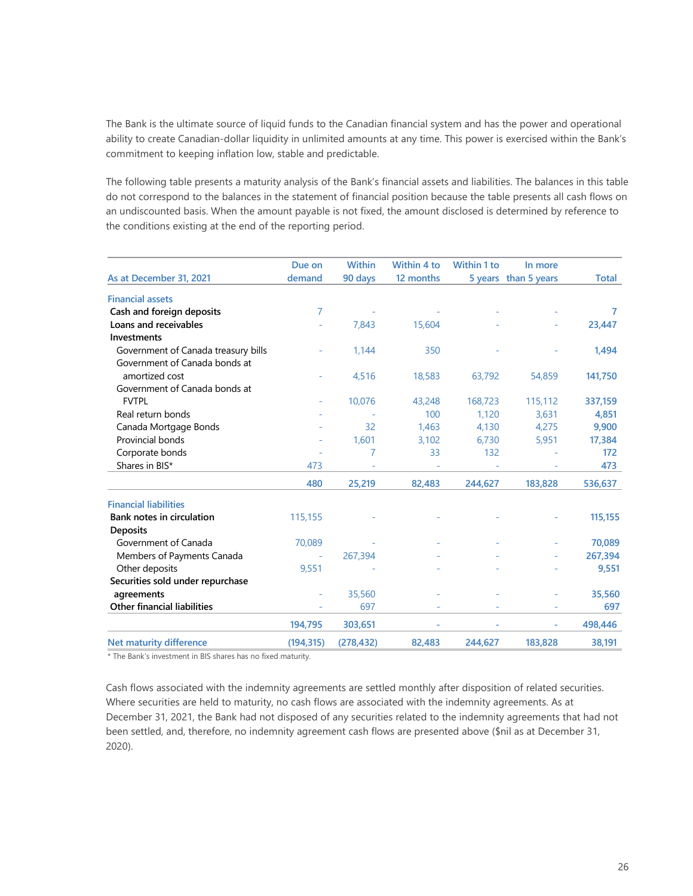The Bank is the ultimate source of liquid funds to the Canadian financial system and has the power and operational ability to create Canadian-dollar liquidity in unlimited amounts at any time. This power is exercised within the Bank's commitment to keeping inflation low, stable and predictable.

The following table presents a maturity analysis of the Bank's financial assets and liabilities. The balances in this table do not correspond to the balances in the statement of financial position because the table presents all cash flows on an undiscounted basis. When the amount payable is not fixed, the amount disclosed is determined by reference to the conditions existing at the end of the reporting period.

| As at December 31, 2021 | Due on demand | Within 90 days | Within 4 to 12 months | Within 1 to 5 years | In more than 5 years | Total |
|---|---|---|---|---|---|---|
| **Financial assets** | | | | | | |
| **Cash and foreign deposits** | 7 | - | - | - | - | **7** |
| **Loans and receivables** | - | 7,843 | 15,604 | - | - | **23,447** |
| **Investments** | | | | | | |
| Government of Canada treasury bills | - | 1,144 | 350 | - | - | **1,494** |
| Government of Canada bonds at amortized cost | - | 4,516 | 18,583 | 63,792 | 54,859 | **141,750** |
| Government of Canada bonds at FVTPL | - | 10,076 | 43,248 | 168,723 | 115,112 | **337,159** |
| Real return bonds | - | - | 100 | 1,120 | 3,631 | **4,851** |
| Canada Mortgage Bonds | - | 32 | 1,463 | 4,130 | 4,275 | **9,900** |
| Provincial bonds | - | 1,601 | 3,102 | 6,730 | 5,951 | **17,384** |
| Corporate bonds | - | 7 | 33 | 132 | - | **172** |
| Shares in BIS* | 473 | - | - | - | - | **473** |
| | **480** | **25,219** | **82,483** | **244,627** | **183,828** | **536,637** |
| **Financial liabilities** | | | | | | |
| **Bank notes in circulation** | 115,155 | - | - | - | - | **115,155** |
| **Deposits** | | | | | | |
| Government of Canada | 70,089 | - | - | - | - | **70,089** |
| Members of Payments Canada | - | 267,394 | - | - | - | **267,394** |
| Other deposits | 9,551 | - | - | - | - | **9,551** |
| **Securities sold under repurchase agreements** | - | 35,560 | - | - | - | **35,560** |
| **Other financial liabilities** | - | 697 | - | - | - | **697** |
| | **194,795** | **303,651** | - | - | - | **498,446** |
| **Net maturity difference** | (194,315) | (278,432) | 82,483 | 244,627 | 183,828 | 38,191 |

* The Bank's investment in BIS shares has no fixed maturity.

Cash flows associated with the indemnity agreements are settled monthly after disposition of related securities. Where securities are held to maturity, no cash flows are associated with the indemnity agreements. As at December 31, 2021, the Bank had not disposed of any securities related to the indemnity agreements that had not been settled, and, therefore, no indemnity agreement cash flows are presented above ($nil as at December 31, 2020).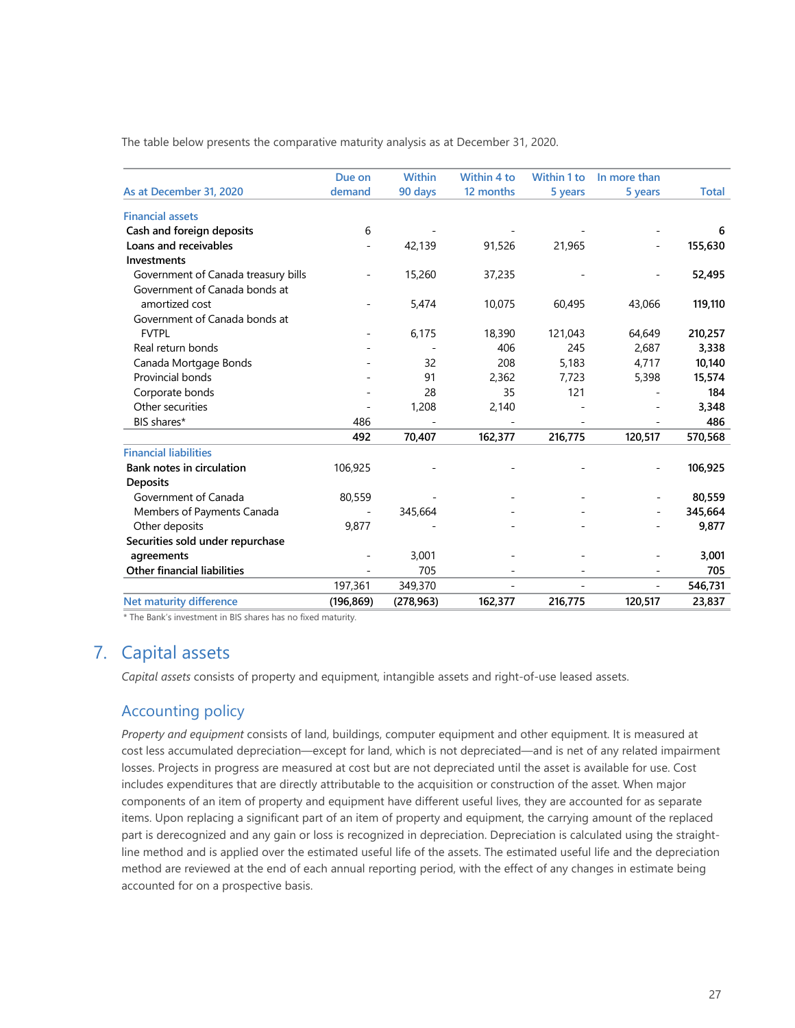The table below presents the comparative maturity analysis as at December 31, 2020.

| As at December 31, 2020 | Due on demand | Within 90 days | Within 4 to 12 months | Within 1 to 5 years | In more than 5 years | Total |
|---|---|---|---|---|---|---|
| **Financial assets** | | | | | | |
| **Cash and foreign deposits** | 6 | - | - | - | - | **6** |
| **Loans and receivables** | - | 42,139 | 91,526 | 21,965 | - | **155,630** |
| **Investments** | | | | | | |
| Government of Canada treasury bills | - | 15,260 | 37,235 | - | - | **52,495** |
| Government of Canada bonds at amortized cost | - | 5,474 | 10,075 | 60,495 | 43,066 | **119,110** |
| Government of Canada bonds at FVTPL | - | 6,175 | 18,390 | 121,043 | 64,649 | **210,257** |
| Real return bonds | - | - | 406 | 245 | 2,687 | **3,338** |
| Canada Mortgage Bonds | - | 32 | 208 | 5,183 | 4,717 | **10,140** |
| Provincial bonds | - | 91 | 2,362 | 7,723 | 5,398 | **15,574** |
| Corporate bonds | - | 28 | 35 | 121 | - | **184** |
| Other securities | - | 1,208 | 2,140 | - | - | **3,348** |
| BIS shares* | 486 | - | - | - | - | **486** |
| | **492** | **70,407** | **162,377** | **216,775** | **120,517** | **570,568** |
| **Financial liabilities** | | | | | | |
| **Bank notes in circulation** | 106,925 | - | - | - | - | **106,925** |
| **Deposits** | | | | | | |
| Government of Canada | 80,559 | - | - | - | - | **80,559** |
| Members of Payments Canada | - | 345,664 | - | - | - | **345,664** |
| Other deposits | 9,877 | - | - | - | - | **9,877** |
| **Securities sold under repurchase agreements** | - | 3,001 | - | - | - | **3,001** |
| **Other financial liabilities** | - | 705 | - | - | - | **705** |
| | 197,361 | 349,370 | - | - | - | **546,731** |
| **Net maturity difference** | **(196,869)** | **(278,963)** | **162,377** | **216,775** | **120,517** | **23,837** |

\* The Bank's investment in BIS shares has no fixed maturity.

# 7. Capital assets

*Capital assets* consists of property and equipment, intangible assets and right-of-use leased assets.

## Accounting policy

*Property and equipment* consists of land, buildings, computer equipment and other equipment. It is measured at cost less accumulated depreciation—except for land, which is not depreciated—and is net of any related impairment losses. Projects in progress are measured at cost but are not depreciated until the asset is available for use. Cost includes expenditures that are directly attributable to the acquisition or construction of the asset. When major components of an item of property and equipment have different useful lives, they are accounted for as separate items. Upon replacing a significant part of an item of property and equipment, the carrying amount of the replaced part is derecognized and any gain or loss is recognized in depreciation. Depreciation is calculated using the straight-line method and is applied over the estimated useful life of the assets. The estimated useful life and the depreciation method are reviewed at the end of each annual reporting period, with the effect of any changes in estimate being accounted for on a prospective basis.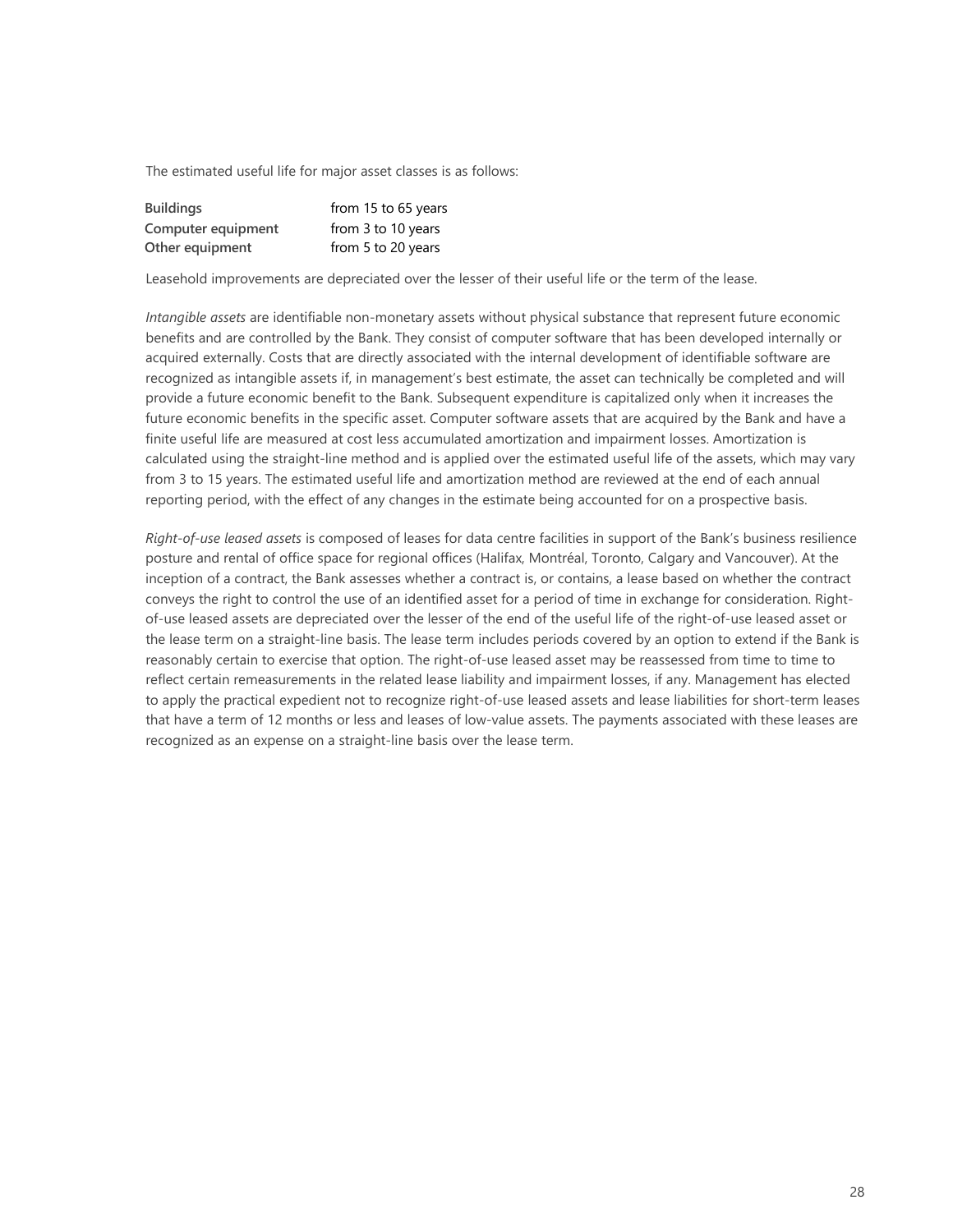The estimated useful life for major asset classes is as follows:

| | |
|---|---|
| **Buildings** | from 15 to 65 years |
| **Computer equipment** | from 3 to 10 years |
| **Other equipment** | from 5 to 20 years |

Leasehold improvements are depreciated over the lesser of their useful life or the term of the lease.

*Intangible assets* are identifiable non-monetary assets without physical substance that represent future economic benefits and are controlled by the Bank. They consist of computer software that has been developed internally or acquired externally. Costs that are directly associated with the internal development of identifiable software are recognized as intangible assets if, in management's best estimate, the asset can technically be completed and will provide a future economic benefit to the Bank. Subsequent expenditure is capitalized only when it increases the future economic benefits in the specific asset. Computer software assets that are acquired by the Bank and have a finite useful life are measured at cost less accumulated amortization and impairment losses. Amortization is calculated using the straight-line method and is applied over the estimated useful life of the assets, which may vary from 3 to 15 years. The estimated useful life and amortization method are reviewed at the end of each annual reporting period, with the effect of any changes in the estimate being accounted for on a prospective basis.

*Right-of-use leased assets* is composed of leases for data centre facilities in support of the Bank's business resilience posture and rental of office space for regional offices (Halifax, Montréal, Toronto, Calgary and Vancouver). At the inception of a contract, the Bank assesses whether a contract is, or contains, a lease based on whether the contract conveys the right to control the use of an identified asset for a period of time in exchange for consideration. Right-of-use leased assets are depreciated over the lesser of the end of the useful life of the right-of-use leased asset or the lease term on a straight-line basis. The lease term includes periods covered by an option to extend if the Bank is reasonably certain to exercise that option. The right-of-use leased asset may be reassessed from time to time to reflect certain remeasurements in the related lease liability and impairment losses, if any. Management has elected to apply the practical expedient not to recognize right-of-use leased assets and lease liabilities for short-term leases that have a term of 12 months or less and leases of low-value assets. The payments associated with these leases are recognized as an expense on a straight-line basis over the lease term.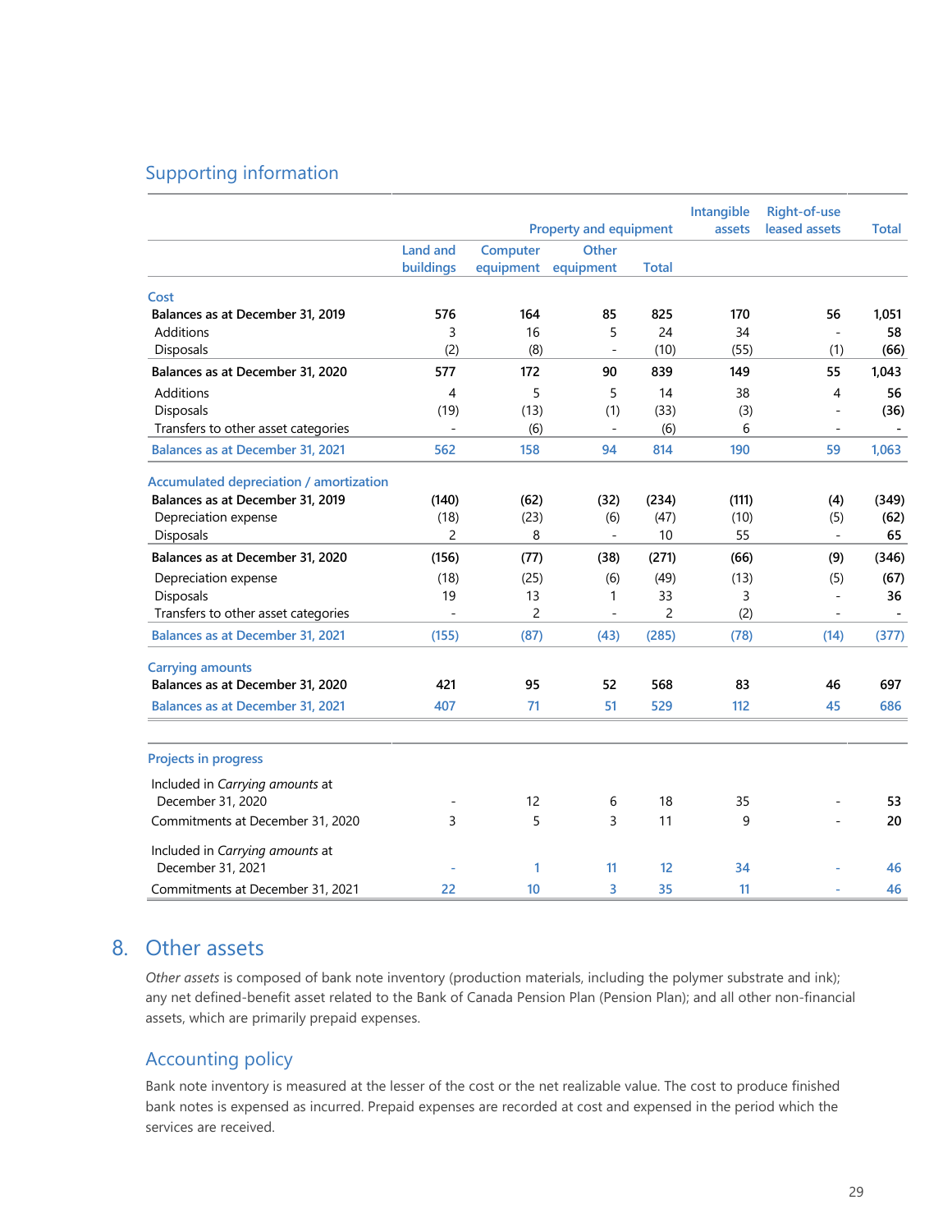## Supporting information

| | Property and equipment | | | | Intangible assets | Right-of-use leased assets | Total |
|---|---|---|---|---|---|---|---|
| | Land and buildings | Computer equipment | Other equipment | Total | | | |
| **Cost** | | | | | | | |
| Balances as at December 31, 2019 | 576 | 164 | 85 | 825 | 170 | 56 | 1,051 |
| Additions | 3 | 16 | 5 | 24 | 34 | - | 58 |
| Disposals | (2) | (8) | - | (10) | (55) | (1) | (66) |
| Balances as at December 31, 2020 | 577 | 172 | 90 | 839 | 149 | 55 | 1,043 |
| Additions | 4 | 5 | 5 | 14 | 38 | 4 | 56 |
| Disposals | (19) | (13) | (1) | (33) | (3) | - | (36) |
| Transfers to other asset categories | - | (6) | - | (6) | 6 | - | - |
| Balances as at December 31, 2021 | 562 | 158 | 94 | 814 | 190 | 59 | 1,063 |
| **Accumulated depreciation / amortization** | | | | | | | |
| Balances as at December 31, 2019 | (140) | (62) | (32) | (234) | (111) | (4) | (349) |
| Depreciation expense | (18) | (23) | (6) | (47) | (10) | (5) | (62) |
| Disposals | 2 | 8 | - | 10 | 55 | - | 65 |
| Balances as at December 31, 2020 | (156) | (77) | (38) | (271) | (66) | (9) | (346) |
| Depreciation expense | (18) | (25) | (6) | (49) | (13) | (5) | (67) |
| Disposals | 19 | 13 | 1 | 33 | 3 | - | 36 |
| Transfers to other asset categories | - | 2 | - | 2 | (2) | - | - |
| Balances as at December 31, 2021 | (155) | (87) | (43) | (285) | (78) | (14) | (377) |
| **Carrying amounts** | | | | | | | |
| Balances as at December 31, 2020 | 421 | 95 | 52 | 568 | 83 | 46 | 697 |
| Balances as at December 31, 2021 | 407 | 71 | 51 | 529 | 112 | 45 | 686 |

| **Projects in progress** | Land and buildings | Computer equipment | Other equipment | Total | Intangible assets | Right-of-use leased assets | Total |
|---|---|---|---|---|---|---|---|
| Included in *Carrying amounts* at December 31, 2020 | - | 12 | 6 | 18 | 35 | - | 53 |
| Commitments at December 31, 2020 | 3 | 5 | 3 | 11 | 9 | - | 20 |
| Included in *Carrying amounts* at December 31, 2021 | - | 1 | 11 | 12 | 34 | - | 46 |
| Commitments at December 31, 2021 | 22 | 10 | 3 | 35 | 11 | - | 46 |

# 8. Other assets

*Other assets* is composed of bank note inventory (production materials, including the polymer substrate and ink); any net defined-benefit asset related to the Bank of Canada Pension Plan (Pension Plan); and all other non-financial assets, which are primarily prepaid expenses.

## Accounting policy

Bank note inventory is measured at the lesser of the cost or the net realizable value. The cost to produce finished bank notes is expensed as incurred. Prepaid expenses are recorded at cost and expensed in the period which the services are received.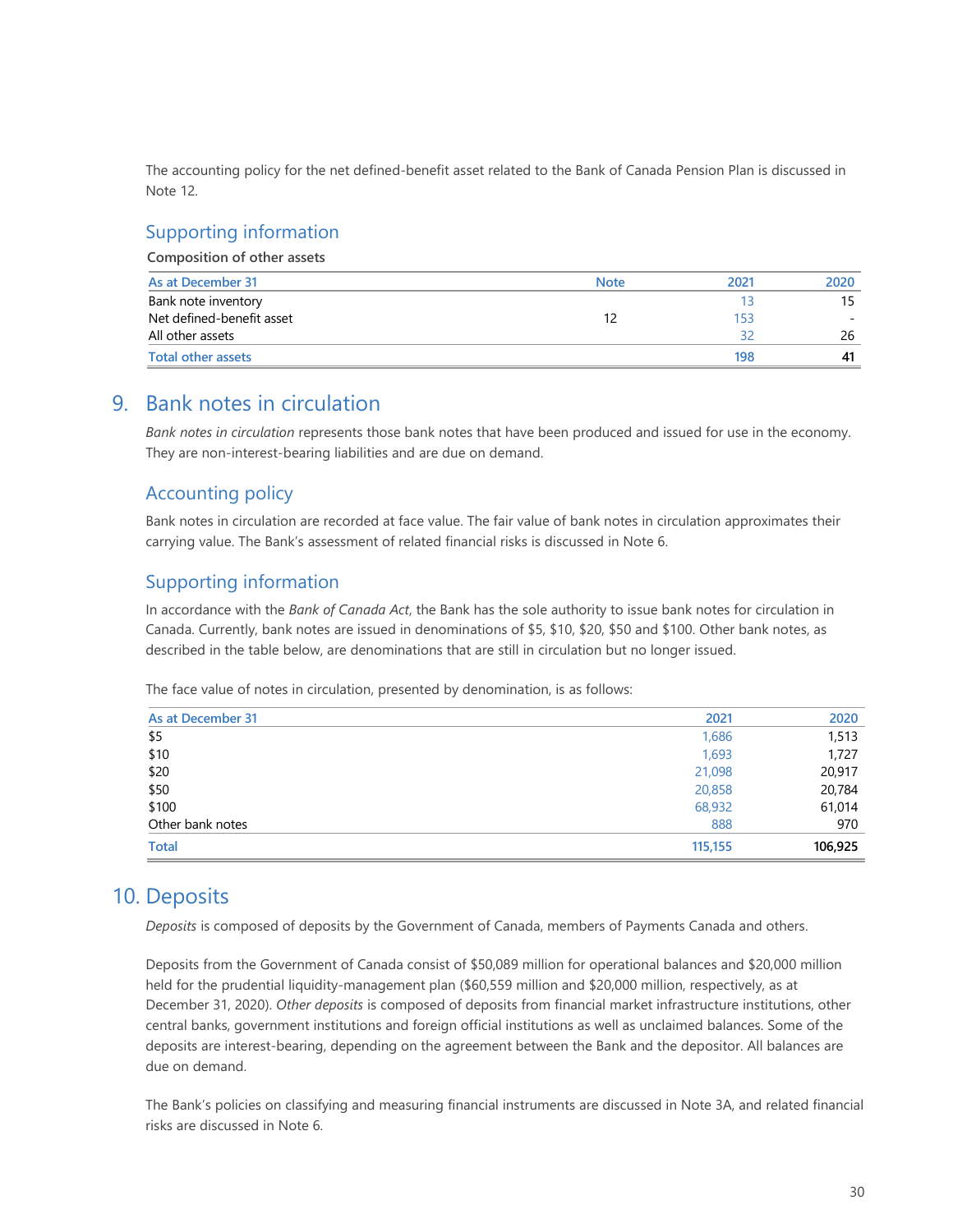The accounting policy for the net defined-benefit asset related to the Bank of Canada Pension Plan is discussed in Note 12.

## Supporting information

**Composition of other assets**

| As at December 31 | Note | 2021 | 2020 |
|---|---|---|---|
| Bank note inventory | | 13 | 15 |
| Net defined-benefit asset | 12 | 153 | - |
| All other assets | | 32 | 26 |
| **Total other assets** | | **198** | **41** |

# 9. Bank notes in circulation

*Bank notes in circulation* represents those bank notes that have been produced and issued for use in the economy. They are non-interest-bearing liabilities and are due on demand.

## Accounting policy

Bank notes in circulation are recorded at face value. The fair value of bank notes in circulation approximates their carrying value. The Bank's assessment of related financial risks is discussed in Note 6.

## Supporting information

In accordance with the *Bank of Canada Act*, the Bank has the sole authority to issue bank notes for circulation in Canada. Currently, bank notes are issued in denominations of $5, $10, $20, $50 and $100. Other bank notes, as described in the table below, are denominations that are still in circulation but no longer issued.

The face value of notes in circulation, presented by denomination, is as follows:

| As at December 31 | 2021 | 2020 |
|---|---|---|
| $5 | 1,686 | 1,513 |
| $10 | 1,693 | 1,727 |
| $20 | 21,098 | 20,917 |
| $50 | 20,858 | 20,784 |
| $100 | 68,932 | 61,014 |
| Other bank notes | 888 | 970 |
| **Total** | **115,155** | **106,925** |

# 10. Deposits

*Deposits* is composed of deposits by the Government of Canada, members of Payments Canada and others.

Deposits from the Government of Canada consist of $50,089 million for operational balances and $20,000 million held for the prudential liquidity-management plan ($60,559 million and $20,000 million, respectively, as at December 31, 2020). *Other deposits* is composed of deposits from financial market infrastructure institutions, other central banks, government institutions and foreign official institutions as well as unclaimed balances. Some of the deposits are interest-bearing, depending on the agreement between the Bank and the depositor. All balances are due on demand.

The Bank's policies on classifying and measuring financial instruments are discussed in Note 3A, and related financial risks are discussed in Note 6.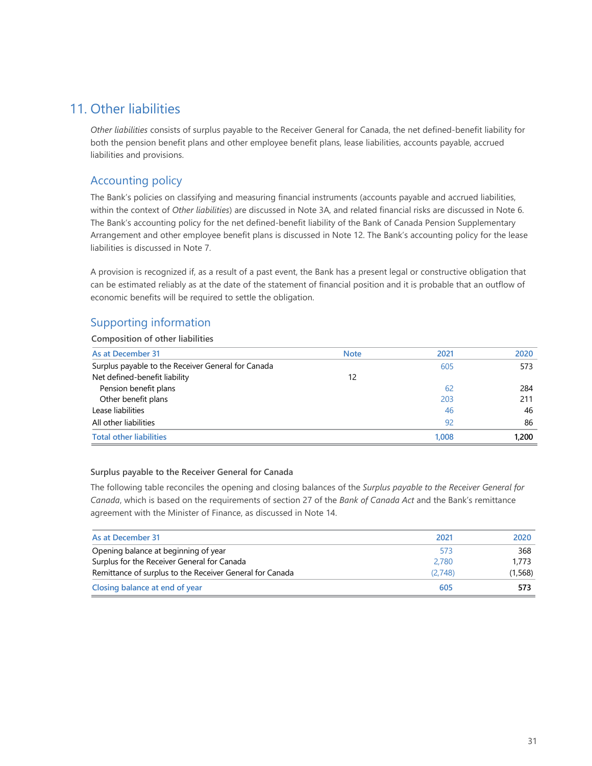## 11. Other liabilities

*Other liabilities* consists of surplus payable to the Receiver General for Canada, the net defined-benefit liability for both the pension benefit plans and other employee benefit plans, lease liabilities, accounts payable, accrued liabilities and provisions.

### Accounting policy

The Bank's policies on classifying and measuring financial instruments (accounts payable and accrued liabilities, within the context of *Other liabilities*) are discussed in Note 3A, and related financial risks are discussed in Note 6. The Bank's accounting policy for the net defined-benefit liability of the Bank of Canada Pension Supplementary Arrangement and other employee benefit plans is discussed in Note 12. The Bank's accounting policy for the lease liabilities is discussed in Note 7.

A provision is recognized if, as a result of a past event, the Bank has a present legal or constructive obligation that can be estimated reliably as at the date of the statement of financial position and it is probable that an outflow of economic benefits will be required to settle the obligation.

### Supporting information

**Composition of other liabilities**

| As at December 31 | Note | 2021 | 2020 |
|---|---|---|---|
| Surplus payable to the Receiver General for Canada | | 605 | 573 |
| Net defined-benefit liability | 12 | | |
| Pension benefit plans | | 62 | 284 |
| Other benefit plans | | 203 | 211 |
| Lease liabilities | | 46 | 46 |
| All other liabilities | | 92 | 86 |
| **Total other liabilities** | | **1,008** | **1,200** |

**Surplus payable to the Receiver General for Canada**

The following table reconciles the opening and closing balances of the *Surplus payable to the Receiver General for Canada*, which is based on the requirements of section 27 of the *Bank of Canada Act* and the Bank's remittance agreement with the Minister of Finance, as discussed in Note 14.

| As at December 31 | 2021 | 2020 |
|---|---|---|
| Opening balance at beginning of year | 573 | 368 |
| Surplus for the Receiver General for Canada | 2,780 | 1,773 |
| Remittance of surplus to the Receiver General for Canada | (2,748) | (1,568) |
| **Closing balance at end of year** | **605** | **573** |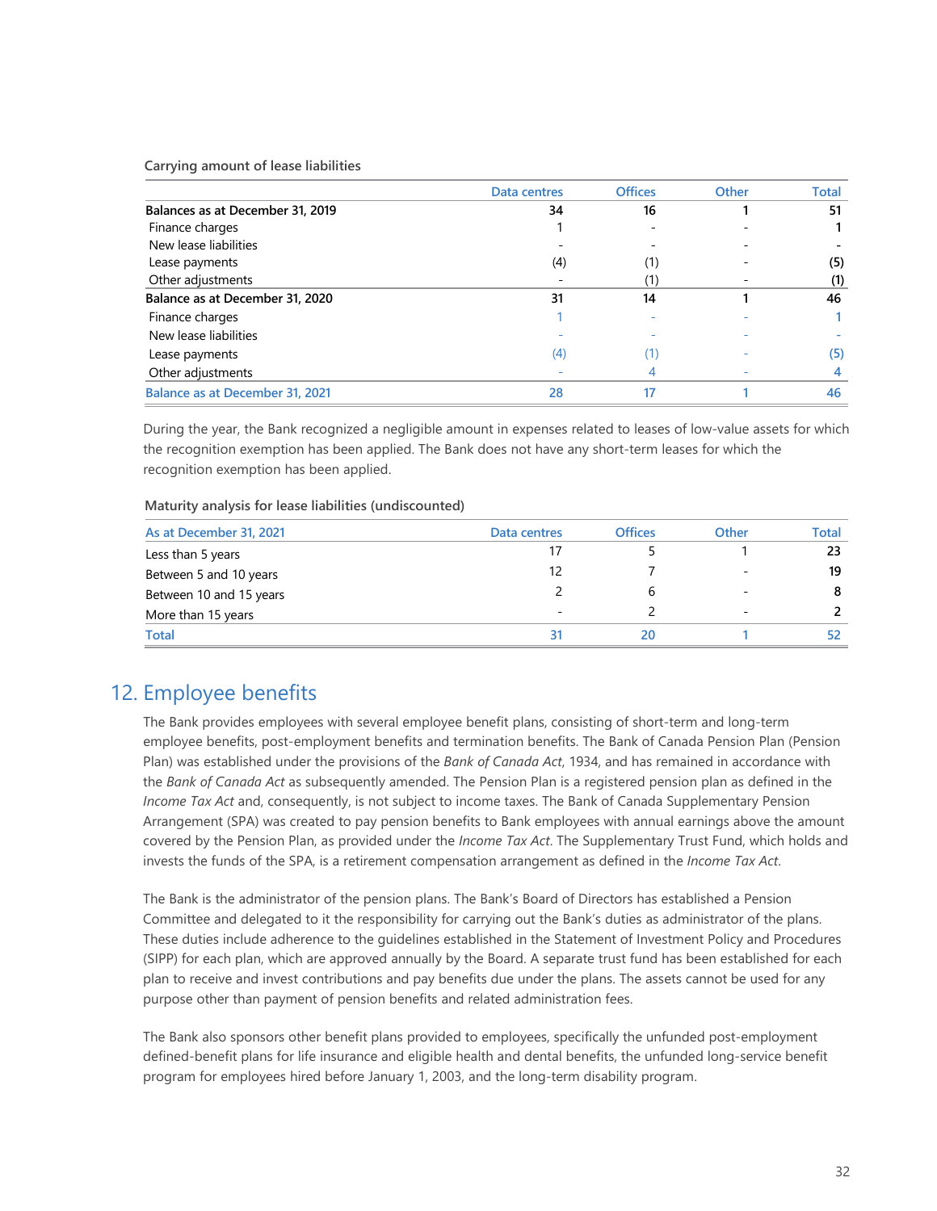**Carrying amount of lease liabilities**

| | Data centres | Offices | Other | Total |
|---|---|---|---|---|
| **Balances as at December 31, 2019** | **34** | **16** | **1** | **51** |
| Finance charges | 1 | - | - | **1** |
| New lease liabilities | - | - | - | **-** |
| Lease payments | (4) | (1) | - | **(5)** |
| Other adjustments | - | (1) | - | **(1)** |
| **Balance as at December 31, 2020** | **31** | **14** | **1** | **46** |
| Finance charges | 1 | - | - | 1 |
| New lease liabilities | - | - | - | - |
| Lease payments | (4) | (1) | - | (5) |
| Other adjustments | - | 4 | - | 4 |
| **Balance as at December 31, 2021** | **28** | **17** | **1** | **46** |

During the year, the Bank recognized a negligible amount in expenses related to leases of low-value assets for which the recognition exemption has been applied. The Bank does not have any short-term leases for which the recognition exemption has been applied.

**Maturity analysis for lease liabilities (undiscounted)**

| As at December 31, 2021 | Data centres | Offices | Other | Total |
|---|---|---|---|---|
| Less than 5 years | 17 | 5 | 1 | **23** |
| Between 5 and 10 years | 12 | 7 | - | **19** |
| Between 10 and 15 years | 2 | 6 | - | **8** |
| More than 15 years | - | 2 | - | **2** |
| **Total** | **31** | **20** | **1** | **52** |

## 12. Employee benefits

The Bank provides employees with several employee benefit plans, consisting of short-term and long-term employee benefits, post-employment benefits and termination benefits. The Bank of Canada Pension Plan (Pension Plan) was established under the provisions of the *Bank of Canada Act*, 1934, and has remained in accordance with the *Bank of Canada Act* as subsequently amended. The Pension Plan is a registered pension plan as defined in the *Income Tax Act* and, consequently, is not subject to income taxes. The Bank of Canada Supplementary Pension Arrangement (SPA) was created to pay pension benefits to Bank employees with annual earnings above the amount covered by the Pension Plan, as provided under the *Income Tax Act*. The Supplementary Trust Fund, which holds and invests the funds of the SPA, is a retirement compensation arrangement as defined in the *Income Tax Act*.

The Bank is the administrator of the pension plans. The Bank's Board of Directors has established a Pension Committee and delegated to it the responsibility for carrying out the Bank's duties as administrator of the plans. These duties include adherence to the guidelines established in the Statement of Investment Policy and Procedures (SIPP) for each plan, which are approved annually by the Board. A separate trust fund has been established for each plan to receive and invest contributions and pay benefits due under the plans. The assets cannot be used for any purpose other than payment of pension benefits and related administration fees.

The Bank also sponsors other benefit plans provided to employees, specifically the unfunded post-employment defined-benefit plans for life insurance and eligible health and dental benefits, the unfunded long-service benefit program for employees hired before January 1, 2003, and the long-term disability program.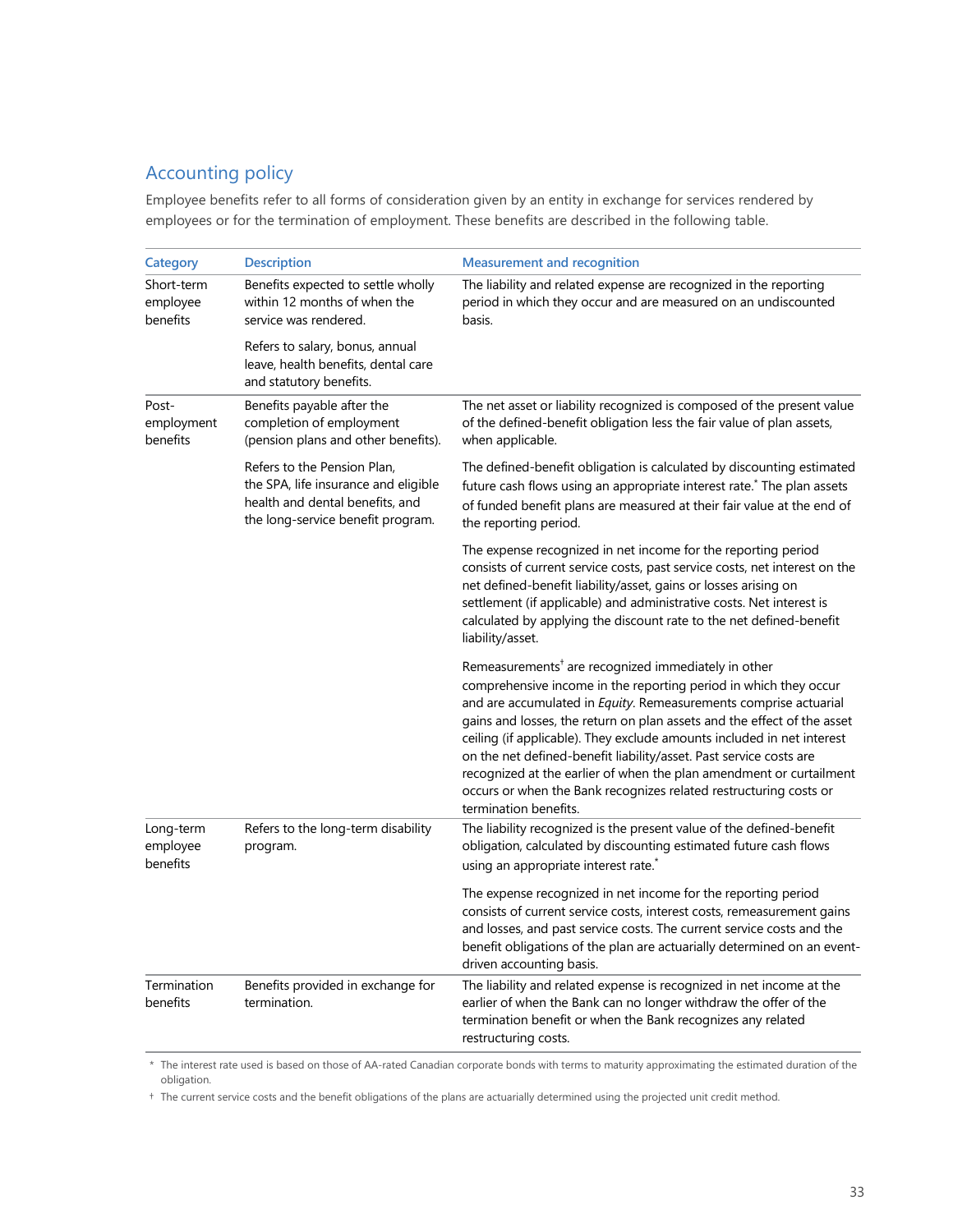## Accounting policy

Employee benefits refer to all forms of consideration given by an entity in exchange for services rendered by employees or for the termination of employment. These benefits are described in the following table.

| Category | Description | Measurement and recognition |
| --- | --- | --- |
| Short-term employee benefits | Benefits expected to settle wholly within 12 months of when the service was rendered.<br><br>Refers to salary, bonus, annual leave, health benefits, dental care and statutory benefits. | The liability and related expense are recognized in the reporting period in which they occur and are measured on an undiscounted basis. |
| Post-employment benefits | Benefits payable after the completion of employment (pension plans and other benefits).<br><br>Refers to the Pension Plan, the SPA, life insurance and eligible health and dental benefits, and the long-service benefit program. | The net asset or liability recognized is composed of the present value of the defined-benefit obligation less the fair value of plan assets, when applicable.<br><br>The defined-benefit obligation is calculated by discounting estimated future cash flows using an appropriate interest rate.* The plan assets of funded benefit plans are measured at their fair value at the end of the reporting period.<br><br>The expense recognized in net income for the reporting period consists of current service costs, past service costs, net interest on the net defined-benefit liability/asset, gains or losses arising on settlement (if applicable) and administrative costs. Net interest is calculated by applying the discount rate to the net defined-benefit liability/asset.<br><br>Remeasurements† are recognized immediately in other comprehensive income in the reporting period in which they occur and are accumulated in *Equity*. Remeasurements comprise actuarial gains and losses, the return on plan assets and the effect of the asset ceiling (if applicable). They exclude amounts included in net interest on the net defined-benefit liability/asset. Past service costs are recognized at the earlier of when the plan amendment or curtailment occurs or when the Bank recognizes related restructuring costs or termination benefits. |
| Long-term employee benefits | Refers to the long-term disability program. | The liability recognized is the present value of the defined-benefit obligation, calculated by discounting estimated future cash flows using an appropriate interest rate.*<br><br>The expense recognized in net income for the reporting period consists of current service costs, interest costs, remeasurement gains and losses, and past service costs. The current service costs and the benefit obligations of the plan are actuarially determined on an event-driven accounting basis. |
| Termination benefits | Benefits provided in exchange for termination. | The liability and related expense is recognized in net income at the earlier of when the Bank can no longer withdraw the offer of the termination benefit or when the Bank recognizes any related restructuring costs. |

\* The interest rate used is based on those of AA-rated Canadian corporate bonds with terms to maturity approximating the estimated duration of the obligation.

† The current service costs and the benefit obligations of the plans are actuarially determined using the projected unit credit method.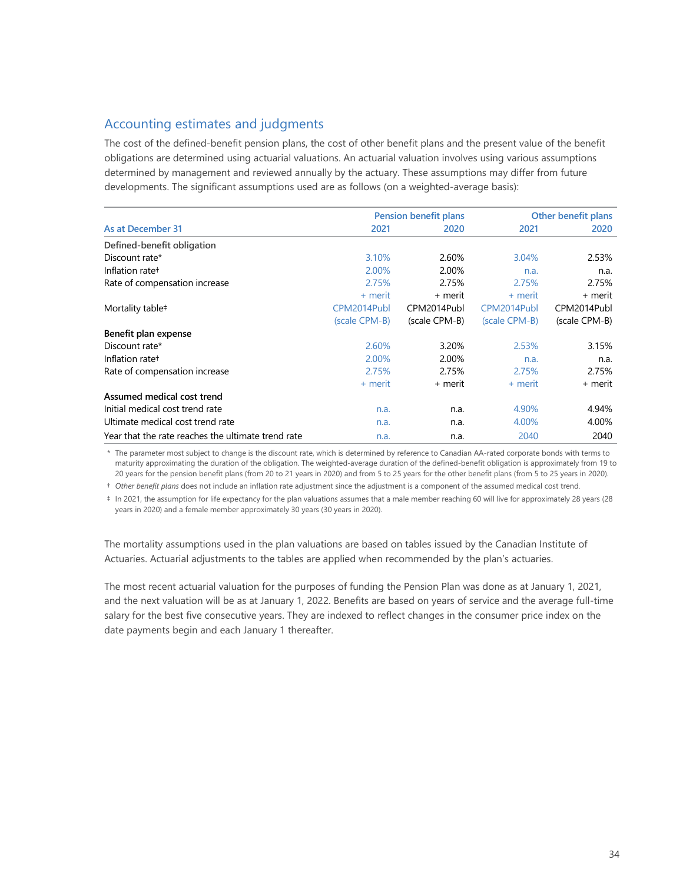## Accounting estimates and judgments

The cost of the defined-benefit pension plans, the cost of other benefit plans and the present value of the benefit obligations are determined using actuarial valuations. An actuarial valuation involves using various assumptions determined by management and reviewed annually by the actuary. These assumptions may differ from future developments. The significant assumptions used are as follows (on a weighted-average basis):

| | Pension benefit plans | | Other benefit plans | |
|---|---|---|---|---|
| As at December 31 | 2021 | 2020 | 2021 | 2020 |
| **Defined-benefit obligation** | | | | |
| Discount rate* | 3.10% | 2.60% | 3.04% | 2.53% |
| Inflation rate† | 2.00% | 2.00% | n.a. | n.a. |
| Rate of compensation increase | 2.75% + merit | 2.75% + merit | 2.75% + merit | 2.75% + merit |
| Mortality table‡ | CPM2014Publ (scale CPM-B) | CPM2014Publ (scale CPM-B) | CPM2014Publ (scale CPM-B) | CPM2014Publ (scale CPM-B) |
| **Benefit plan expense** | | | | |
| Discount rate* | 2.60% | 3.20% | 2.53% | 3.15% |
| Inflation rate† | 2.00% | 2.00% | n.a. | n.a. |
| Rate of compensation increase | 2.75% + merit | 2.75% + merit | 2.75% + merit | 2.75% + merit |
| **Assumed medical cost trend** | | | | |
| Initial medical cost trend rate | n.a. | n.a. | 4.90% | 4.94% |
| Ultimate medical cost trend rate | n.a. | n.a. | 4.00% | 4.00% |
| Year that the rate reaches the ultimate trend rate | n.a. | n.a. | 2040 | 2040 |

\* The parameter most subject to change is the discount rate, which is determined by reference to Canadian AA-rated corporate bonds with terms to maturity approximating the duration of the obligation. The weighted-average duration of the defined-benefit obligation is approximately from 19 to 20 years for the pension benefit plans (from 20 to 21 years in 2020) and from 5 to 25 years for the other benefit plans (from 5 to 25 years in 2020).

† *Other benefit plans* does not include an inflation rate adjustment since the adjustment is a component of the assumed medical cost trend.

‡ In 2021, the assumption for life expectancy for the plan valuations assumes that a male member reaching 60 will live for approximately 28 years (28 years in 2020) and a female member approximately 30 years (30 years in 2020).

The mortality assumptions used in the plan valuations are based on tables issued by the Canadian Institute of Actuaries. Actuarial adjustments to the tables are applied when recommended by the plan's actuaries.

The most recent actuarial valuation for the purposes of funding the Pension Plan was done as at January 1, 2021, and the next valuation will be as at January 1, 2022. Benefits are based on years of service and the average full-time salary for the best five consecutive years. They are indexed to reflect changes in the consumer price index on the date payments begin and each January 1 thereafter.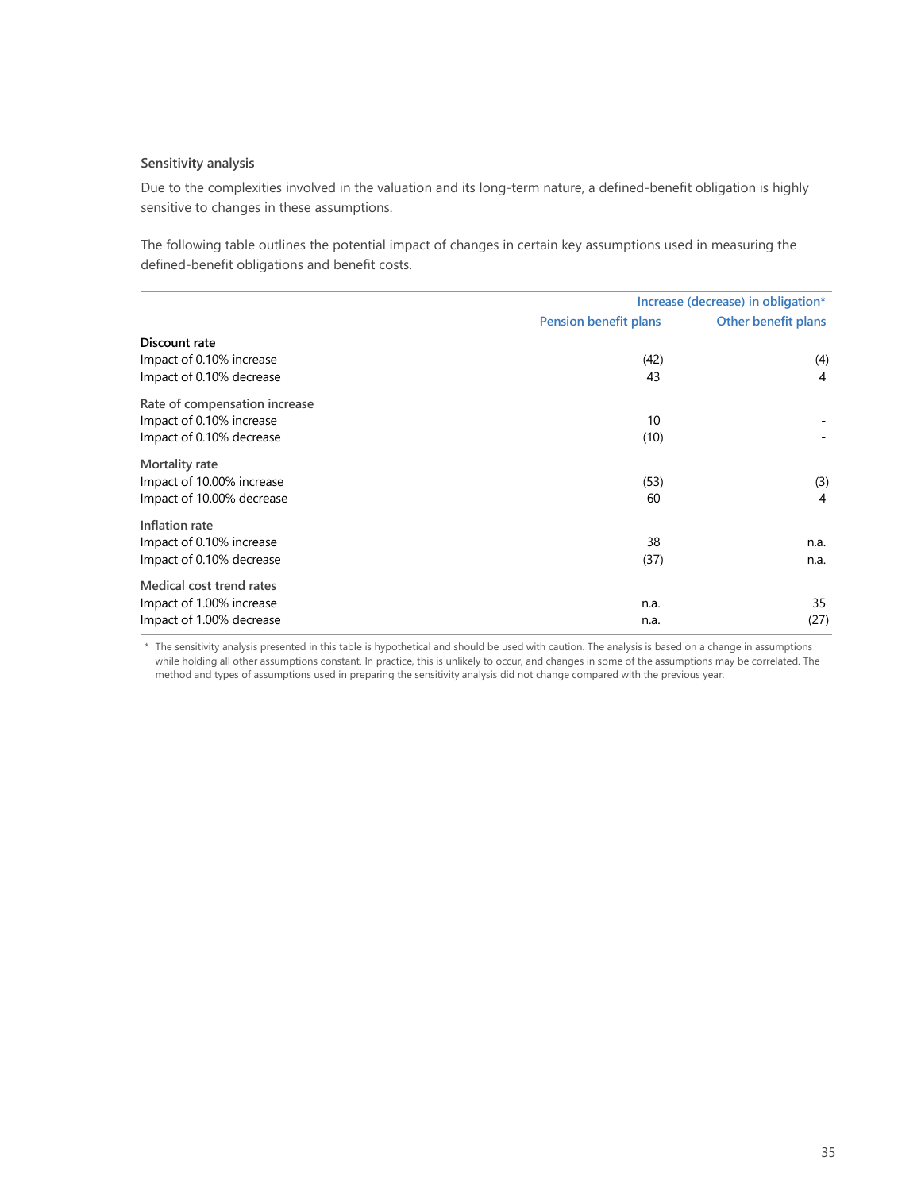### Sensitivity analysis

Due to the complexities involved in the valuation and its long-term nature, a defined-benefit obligation is highly sensitive to changes in these assumptions.

The following table outlines the potential impact of changes in certain key assumptions used in measuring the defined-benefit obligations and benefit costs.

| | Increase (decrease) in obligation* | |
|---|---|---|
| | Pension benefit plans | Other benefit plans |
| **Discount rate** | | |
| Impact of 0.10% increase | (42) | (4) |
| Impact of 0.10% decrease | 43 | 4 |
| **Rate of compensation increase** | | |
| Impact of 0.10% increase | 10 | - |
| Impact of 0.10% decrease | (10) | - |
| **Mortality rate** | | |
| Impact of 10.00% increase | (53) | (3) |
| Impact of 10.00% decrease | 60 | 4 |
| **Inflation rate** | | |
| Impact of 0.10% increase | 38 | n.a. |
| Impact of 0.10% decrease | (37) | n.a. |
| **Medical cost trend rates** | | |
| Impact of 1.00% increase | n.a. | 35 |
| Impact of 1.00% decrease | n.a. | (27) |

\* The sensitivity analysis presented in this table is hypothetical and should be used with caution. The analysis is based on a change in assumptions while holding all other assumptions constant. In practice, this is unlikely to occur, and changes in some of the assumptions may be correlated. The method and types of assumptions used in preparing the sensitivity analysis did not change compared with the previous year.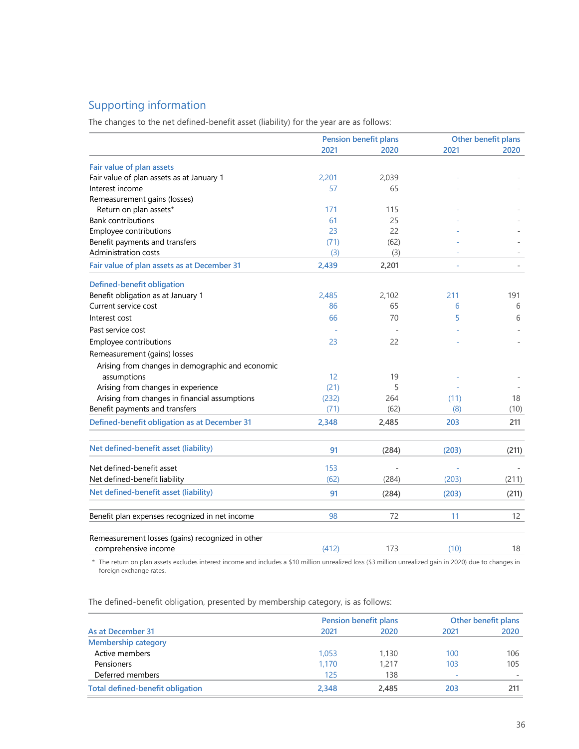## Supporting information

The changes to the net defined-benefit asset (liability) for the year are as follows:

| | Pension benefit plans | | Other benefit plans | |
|---|---|---|---|---|
| | 2021 | 2020 | 2021 | 2020 |
| **Fair value of plan assets** | | | | |
| Fair value of plan assets as at January 1 | 2,201 | 2,039 | - | - |
| Interest income | 57 | 65 | - | - |
| Remeasurement gains (losses) | | | | |
| Return on plan assets* | 171 | 115 | - | - |
| Bank contributions | 61 | 25 | - | - |
| Employee contributions | 23 | 22 | - | - |
| Benefit payments and transfers | (71) | (62) | - | - |
| Administration costs | (3) | (3) | - | - |
| **Fair value of plan assets as at December 31** | **2,439** | **2,201** | - | - |
| **Defined-benefit obligation** | | | | |
| Benefit obligation as at January 1 | 2,485 | 2,102 | 211 | 191 |
| Current service cost | 86 | 65 | 6 | 6 |
| Interest cost | 66 | 70 | 5 | 6 |
| Past service cost | - | - | - | - |
| Employee contributions | 23 | 22 | - | - |
| Remeasurement (gains) losses | | | | |
| Arising from changes in demographic and economic assumptions | 12 | 19 | - | - |
| Arising from changes in experience | (21) | 5 | - | - |
| Arising from changes in financial assumptions | (232) | 264 | (11) | 18 |
| Benefit payments and transfers | (71) | (62) | (8) | (10) |
| **Defined-benefit obligation as at December 31** | **2,348** | **2,485** | **203** | **211** |
| **Net defined-benefit asset (liability)** | **91** | **(284)** | **(203)** | **(211)** |
| Net defined-benefit asset | 153 | - | - | - |
| Net defined-benefit liability | (62) | (284) | (203) | (211) |
| **Net defined-benefit asset (liability)** | **91** | **(284)** | **(203)** | **(211)** |
| Benefit plan expenses recognized in net income | 98 | 72 | 11 | 12 |
| Remeasurement losses (gains) recognized in other comprehensive income | (412) | 173 | (10) | 18 |

* The return on plan assets excludes interest income and includes a $10 million unrealized loss ($3 million unrealized gain in 2020) due to changes in foreign exchange rates.

The defined-benefit obligation, presented by membership category, is as follows:

| | Pension benefit plans | | Other benefit plans | |
|---|---|---|---|---|
| **As at December 31** | 2021 | 2020 | 2021 | 2020 |
| **Membership category** | | | | |
| Active members | 1,053 | 1,130 | 100 | 106 |
| Pensioners | 1,170 | 1,217 | 103 | 105 |
| Deferred members | 125 | 138 | - | - |
| **Total defined-benefit obligation** | **2,348** | **2,485** | **203** | **211** |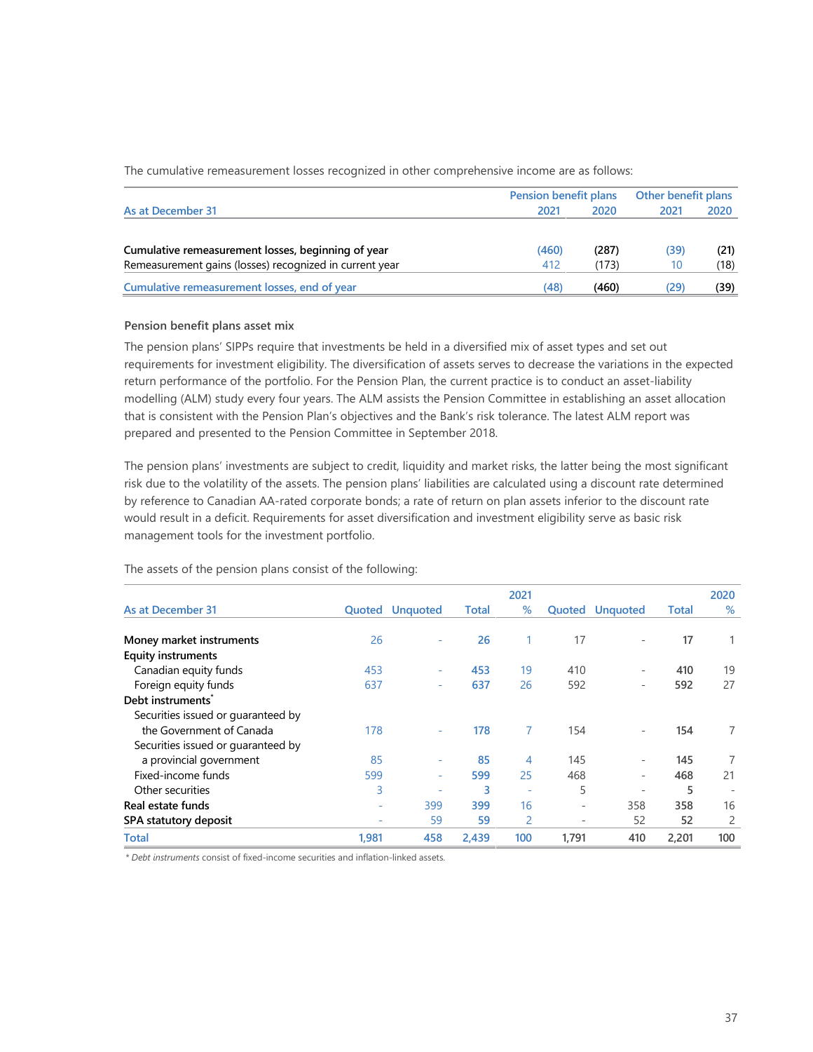The cumulative remeasurement losses recognized in other comprehensive income are as follows:

| As at December 31 | Pension benefit plans 2021 | Pension benefit plans 2020 | Other benefit plans 2021 | Other benefit plans 2020 |
|---|---|---|---|---|
| **Cumulative remeasurement losses, beginning of year** | (460) | (287) | (39) | (21) |
| Remeasurement gains (losses) recognized in current year | 412 | (173) | 10 | (18) |
| **Cumulative remeasurement losses, end of year** | (48) | (460) | (29) | (39) |

**Pension benefit plans asset mix**

The pension plans' SIPPs require that investments be held in a diversified mix of asset types and set out requirements for investment eligibility. The diversification of assets serves to decrease the variations in the expected return performance of the portfolio. For the Pension Plan, the current practice is to conduct an asset-liability modelling (ALM) study every four years. The ALM assists the Pension Committee in establishing an asset allocation that is consistent with the Pension Plan's objectives and the Bank's risk tolerance. The latest ALM report was prepared and presented to the Pension Committee in September 2018.

The pension plans' investments are subject to credit, liquidity and market risks, the latter being the most significant risk due to the volatility of the assets. The pension plans' liabilities are calculated using a discount rate determined by reference to Canadian AA-rated corporate bonds; a rate of return on plan assets inferior to the discount rate would result in a deficit. Requirements for asset diversification and investment eligibility serve as basic risk management tools for the investment portfolio.

The assets of the pension plans consist of the following:

| As at December 31 | 2021 Quoted | 2021 Unquoted | 2021 Total | 2021 % | 2020 Quoted | 2020 Unquoted | 2020 Total | 2020 % |
|---|---|---|---|---|---|---|---|---|
| **Money market instruments** | 26 | - | **26** | 1 | 17 | - | **17** | 1 |
| **Equity instruments** | | | | | | | | |
| Canadian equity funds | 453 | - | **453** | 19 | 410 | - | **410** | 19 |
| Foreign equity funds | 637 | - | **637** | 26 | 592 | - | **592** | 27 |
| **Debt instruments*** | | | | | | | | |
| Securities issued or guaranteed by the Government of Canada | 178 | - | **178** | 7 | 154 | - | **154** | 7 |
| Securities issued or guaranteed by a provincial government | 85 | - | **85** | 4 | 145 | - | **145** | 7 |
| Fixed-income funds | 599 | - | **599** | 25 | 468 | - | **468** | 21 |
| Other securities | 3 | - | **3** | - | 5 | - | **5** | - |
| **Real estate funds** | - | 399 | **399** | 16 | - | 358 | **358** | 16 |
| **SPA statutory deposit** | - | 59 | **59** | 2 | - | 52 | **52** | 2 |
| **Total** | 1,981 | 458 | 2,439 | 100 | 1,791 | 410 | 2,201 | 100 |

\* *Debt instruments* consist of fixed-income securities and inflation-linked assets.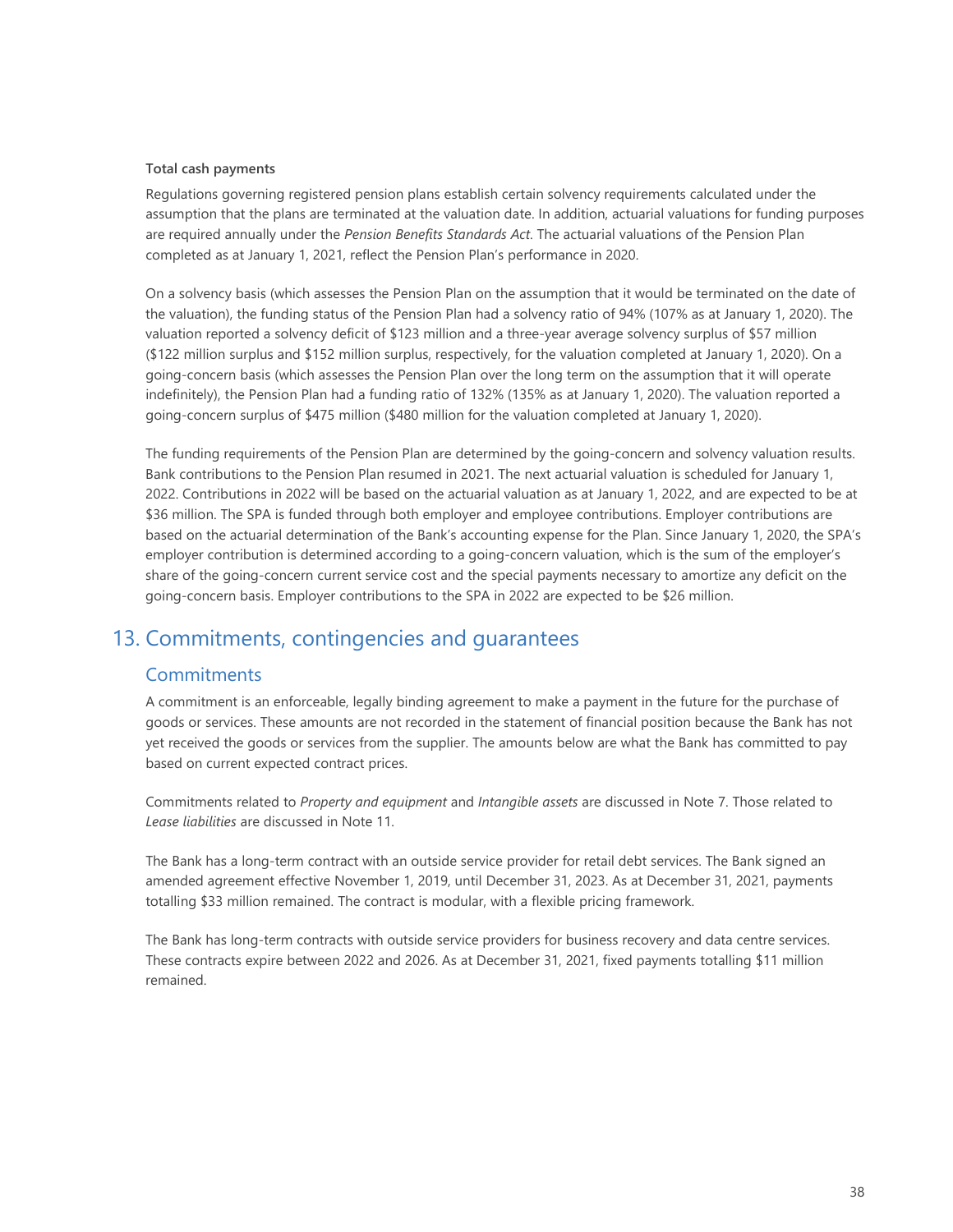**Total cash payments**

Regulations governing registered pension plans establish certain solvency requirements calculated under the assumption that the plans are terminated at the valuation date. In addition, actuarial valuations for funding purposes are required annually under the *Pension Benefits Standards Act*. The actuarial valuations of the Pension Plan completed as at January 1, 2021, reflect the Pension Plan's performance in 2020.

On a solvency basis (which assesses the Pension Plan on the assumption that it would be terminated on the date of the valuation), the funding status of the Pension Plan had a solvency ratio of 94% (107% as at January 1, 2020). The valuation reported a solvency deficit of $123 million and a three-year average solvency surplus of $57 million ($122 million surplus and $152 million surplus, respectively, for the valuation completed at January 1, 2020). On a going-concern basis (which assesses the Pension Plan over the long term on the assumption that it will operate indefinitely), the Pension Plan had a funding ratio of 132% (135% as at January 1, 2020). The valuation reported a going-concern surplus of $475 million ($480 million for the valuation completed at January 1, 2020).

The funding requirements of the Pension Plan are determined by the going-concern and solvency valuation results. Bank contributions to the Pension Plan resumed in 2021. The next actuarial valuation is scheduled for January 1, 2022. Contributions in 2022 will be based on the actuarial valuation as at January 1, 2022, and are expected to be at $36 million. The SPA is funded through both employer and employee contributions. Employer contributions are based on the actuarial determination of the Bank's accounting expense for the Plan. Since January 1, 2020, the SPA's employer contribution is determined according to a going-concern valuation, which is the sum of the employer's share of the going-concern current service cost and the special payments necessary to amortize any deficit on the going-concern basis. Employer contributions to the SPA in 2022 are expected to be $26 million.

## 13. Commitments, contingencies and guarantees

### Commitments

A commitment is an enforceable, legally binding agreement to make a payment in the future for the purchase of goods or services. These amounts are not recorded in the statement of financial position because the Bank has not yet received the goods or services from the supplier. The amounts below are what the Bank has committed to pay based on current expected contract prices.

Commitments related to *Property and equipment* and *Intangible assets* are discussed in Note 7. Those related to *Lease liabilities* are discussed in Note 11.

The Bank has a long-term contract with an outside service provider for retail debt services. The Bank signed an amended agreement effective November 1, 2019, until December 31, 2023. As at December 31, 2021, payments totalling $33 million remained. The contract is modular, with a flexible pricing framework.

The Bank has long-term contracts with outside service providers for business recovery and data centre services. These contracts expire between 2022 and 2026. As at December 31, 2021, fixed payments totalling $11 million remained.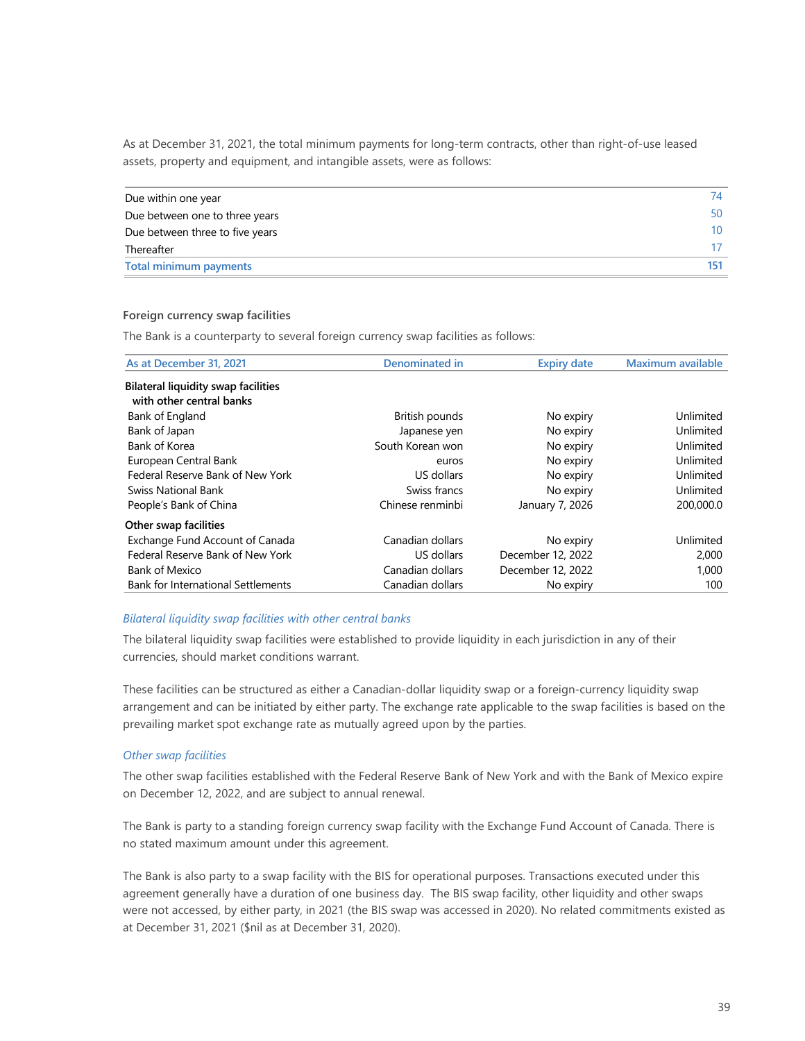As at December 31, 2021, the total minimum payments for long-term contracts, other than right-of-use leased assets, property and equipment, and intangible assets, were as follows:

| | |
|---|---:|
| Due within one year | 74 |
| Due between one to three years | 50 |
| Due between three to five years | 10 |
| Thereafter | 17 |
| **Total minimum payments** | **151** |

### Foreign currency swap facilities

The Bank is a counterparty to several foreign currency swap facilities as follows:

| As at December 31, 2021 | Denominated in | Expiry date | Maximum available |
|---|---:|---:|---:|
| **Bilateral liquidity swap facilities with other central banks** | | | |
| Bank of England | British pounds | No expiry | Unlimited |
| Bank of Japan | Japanese yen | No expiry | Unlimited |
| Bank of Korea | South Korean won | No expiry | Unlimited |
| European Central Bank | euros | No expiry | Unlimited |
| Federal Reserve Bank of New York | US dollars | No expiry | Unlimited |
| Swiss National Bank | Swiss francs | No expiry | Unlimited |
| People's Bank of China | Chinese renminbi | January 7, 2026 | 200,000.0 |
| **Other swap facilities** | | | |
| Exchange Fund Account of Canada | Canadian dollars | No expiry | Unlimited |
| Federal Reserve Bank of New York | US dollars | December 12, 2022 | 2,000 |
| Bank of Mexico | Canadian dollars | December 12, 2022 | 1,000 |
| Bank for International Settlements | Canadian dollars | No expiry | 100 |

*Bilateral liquidity swap facilities with other central banks*

The bilateral liquidity swap facilities were established to provide liquidity in each jurisdiction in any of their currencies, should market conditions warrant.

These facilities can be structured as either a Canadian-dollar liquidity swap or a foreign-currency liquidity swap arrangement and can be initiated by either party. The exchange rate applicable to the swap facilities is based on the prevailing market spot exchange rate as mutually agreed upon by the parties.

*Other swap facilities*

The other swap facilities established with the Federal Reserve Bank of New York and with the Bank of Mexico expire on December 12, 2022, and are subject to annual renewal.

The Bank is party to a standing foreign currency swap facility with the Exchange Fund Account of Canada. There is no stated maximum amount under this agreement.

The Bank is also party to a swap facility with the BIS for operational purposes. Transactions executed under this agreement generally have a duration of one business day. The BIS swap facility, other liquidity and other swaps were not accessed, by either party, in 2021 (the BIS swap was accessed in 2020). No related commitments existed as at December 31, 2021 ($nil as at December 31, 2020).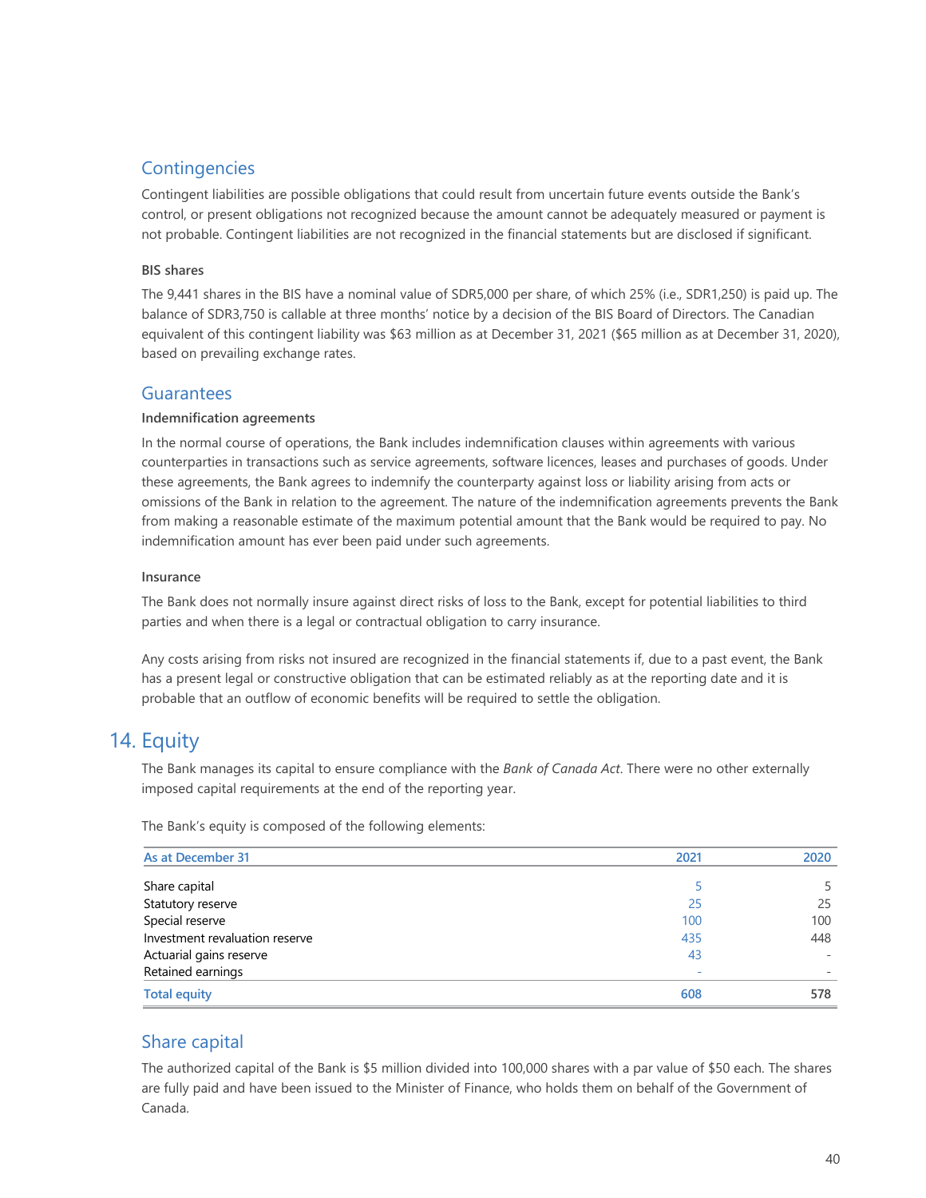## Contingencies

Contingent liabilities are possible obligations that could result from uncertain future events outside the Bank's control, or present obligations not recognized because the amount cannot be adequately measured or payment is not probable. Contingent liabilities are not recognized in the financial statements but are disclosed if significant.

#### BIS shares

The 9,441 shares in the BIS have a nominal value of SDR5,000 per share, of which 25% (i.e., SDR1,250) is paid up. The balance of SDR3,750 is callable at three months' notice by a decision of the BIS Board of Directors. The Canadian equivalent of this contingent liability was $63 million as at December 31, 2021 ($65 million as at December 31, 2020), based on prevailing exchange rates.

## Guarantees

#### Indemnification agreements

In the normal course of operations, the Bank includes indemnification clauses within agreements with various counterparties in transactions such as service agreements, software licences, leases and purchases of goods. Under these agreements, the Bank agrees to indemnify the counterparty against loss or liability arising from acts or omissions of the Bank in relation to the agreement. The nature of the indemnification agreements prevents the Bank from making a reasonable estimate of the maximum potential amount that the Bank would be required to pay. No indemnification amount has ever been paid under such agreements.

#### Insurance

The Bank does not normally insure against direct risks of loss to the Bank, except for potential liabilities to third parties and when there is a legal or contractual obligation to carry insurance.

Any costs arising from risks not insured are recognized in the financial statements if, due to a past event, the Bank has a present legal or constructive obligation that can be estimated reliably as at the reporting date and it is probable that an outflow of economic benefits will be required to settle the obligation.

# 14. Equity

The Bank manages its capital to ensure compliance with the *Bank of Canada Act*. There were no other externally imposed capital requirements at the end of the reporting year.

The Bank's equity is composed of the following elements:

| As at December 31 | 2021 | 2020 |
|---|---|---|
| Share capital | 5 | 5 |
| Statutory reserve | 25 | 25 |
| Special reserve | 100 | 100 |
| Investment revaluation reserve | 435 | 448 |
| Actuarial gains reserve | 43 | - |
| Retained earnings | - | - |
| **Total equity** | **608** | **578** |

## Share capital

The authorized capital of the Bank is $5 million divided into 100,000 shares with a par value of $50 each. The shares are fully paid and have been issued to the Minister of Finance, who holds them on behalf of the Government of Canada.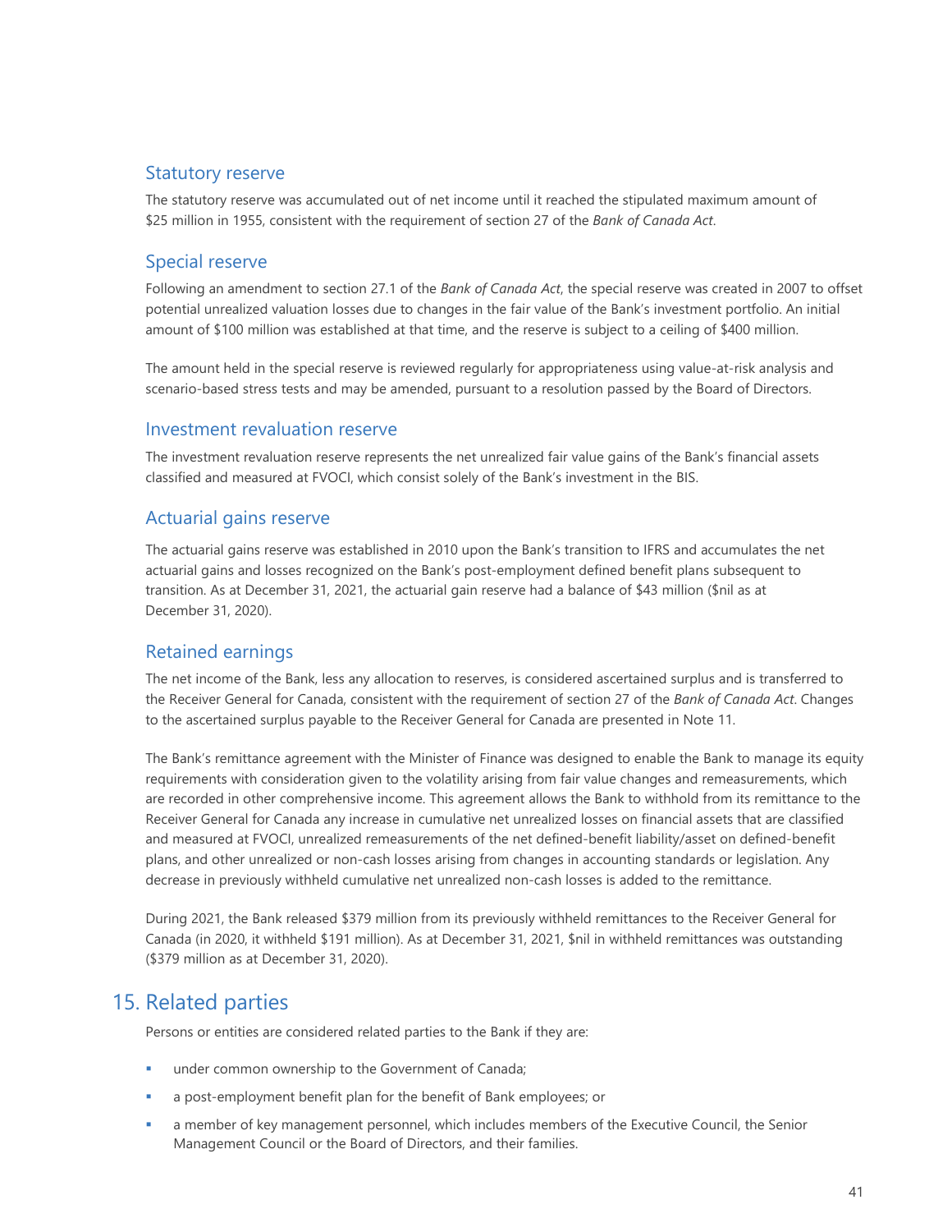### Statutory reserve

The statutory reserve was accumulated out of net income until it reached the stipulated maximum amount of $25 million in 1955, consistent with the requirement of section 27 of the *Bank of Canada Act*.

### Special reserve

Following an amendment to section 27.1 of the *Bank of Canada Act*, the special reserve was created in 2007 to offset potential unrealized valuation losses due to changes in the fair value of the Bank's investment portfolio. An initial amount of $100 million was established at that time, and the reserve is subject to a ceiling of $400 million.

The amount held in the special reserve is reviewed regularly for appropriateness using value-at-risk analysis and scenario-based stress tests and may be amended, pursuant to a resolution passed by the Board of Directors.

### Investment revaluation reserve

The investment revaluation reserve represents the net unrealized fair value gains of the Bank's financial assets classified and measured at FVOCI, which consist solely of the Bank's investment in the BIS.

### Actuarial gains reserve

The actuarial gains reserve was established in 2010 upon the Bank's transition to IFRS and accumulates the net actuarial gains and losses recognized on the Bank's post-employment defined benefit plans subsequent to transition. As at December 31, 2021, the actuarial gain reserve had a balance of $43 million ($nil as at December 31, 2020).

### Retained earnings

The net income of the Bank, less any allocation to reserves, is considered ascertained surplus and is transferred to the Receiver General for Canada, consistent with the requirement of section 27 of the *Bank of Canada Act*. Changes to the ascertained surplus payable to the Receiver General for Canada are presented in Note 11.

The Bank's remittance agreement with the Minister of Finance was designed to enable the Bank to manage its equity requirements with consideration given to the volatility arising from fair value changes and remeasurements, which are recorded in other comprehensive income. This agreement allows the Bank to withhold from its remittance to the Receiver General for Canada any increase in cumulative net unrealized losses on financial assets that are classified and measured at FVOCI, unrealized remeasurements of the net defined-benefit liability/asset on defined-benefit plans, and other unrealized or non-cash losses arising from changes in accounting standards or legislation. Any decrease in previously withheld cumulative net unrealized non-cash losses is added to the remittance.

During 2021, the Bank released $379 million from its previously withheld remittances to the Receiver General for Canada (in 2020, it withheld $191 million). As at December 31, 2021, $nil in withheld remittances was outstanding ($379 million as at December 31, 2020).

## 15. Related parties

Persons or entities are considered related parties to the Bank if they are:

- under common ownership to the Government of Canada;
- a post-employment benefit plan for the benefit of Bank employees; or
- a member of key management personnel, which includes members of the Executive Council, the Senior Management Council or the Board of Directors, and their families.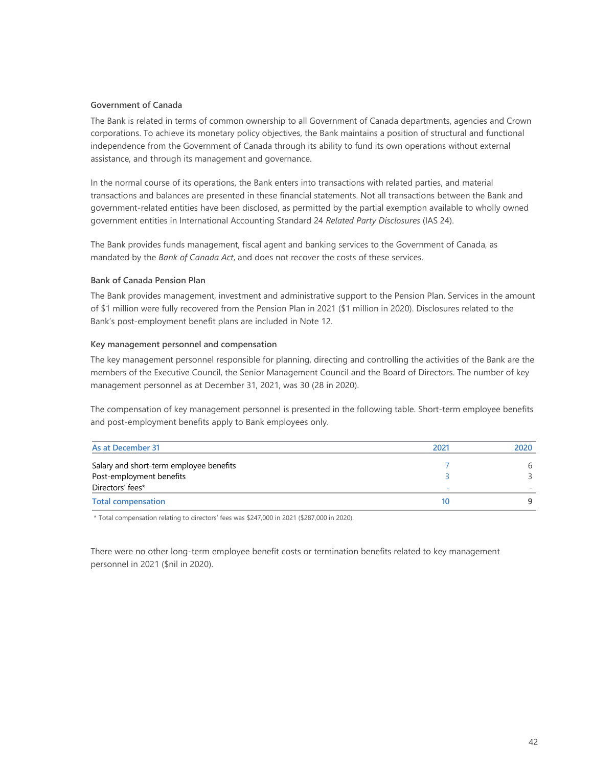### Government of Canada

The Bank is related in terms of common ownership to all Government of Canada departments, agencies and Crown corporations. To achieve its monetary policy objectives, the Bank maintains a position of structural and functional independence from the Government of Canada through its ability to fund its own operations without external assistance, and through its management and governance.

In the normal course of its operations, the Bank enters into transactions with related parties, and material transactions and balances are presented in these financial statements. Not all transactions between the Bank and government-related entities have been disclosed, as permitted by the partial exemption available to wholly owned government entities in International Accounting Standard 24 *Related Party Disclosures* (IAS 24).

The Bank provides funds management, fiscal agent and banking services to the Government of Canada, as mandated by the *Bank of Canada Act*, and does not recover the costs of these services.

### Bank of Canada Pension Plan

The Bank provides management, investment and administrative support to the Pension Plan. Services in the amount of $1 million were fully recovered from the Pension Plan in 2021 ($1 million in 2020). Disclosures related to the Bank's post-employment benefit plans are included in Note 12.

### Key management personnel and compensation

The key management personnel responsible for planning, directing and controlling the activities of the Bank are the members of the Executive Council, the Senior Management Council and the Board of Directors. The number of key management personnel as at December 31, 2021, was 30 (28 in 2020).

The compensation of key management personnel is presented in the following table. Short-term employee benefits and post-employment benefits apply to Bank employees only.

| As at December 31 | 2021 | 2020 |
|---|---|---|
| Salary and short-term employee benefits | 7 | 6 |
| Post-employment benefits | 3 | 3 |
| Directors' fees* | - | - |
| **Total compensation** | **10** | **9** |

* Total compensation relating to directors' fees was $247,000 in 2021 ($287,000 in 2020).

There were no other long-term employee benefit costs or termination benefits related to key management personnel in 2021 ($nil in 2020).